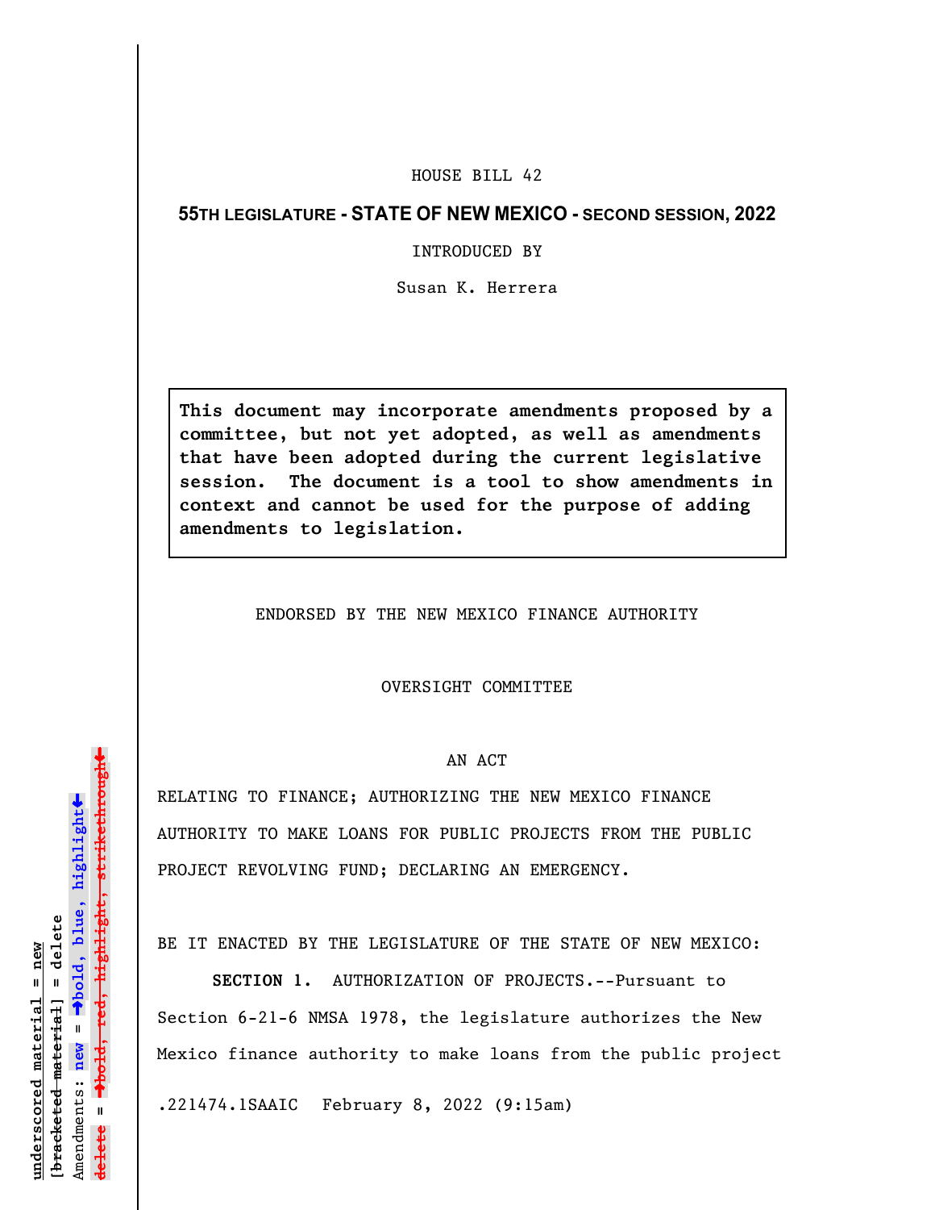HOUSE BILL 42

**55TH LEGISLATURE - STATE OF NEW MEXICO - SECOND SESSION, 2022**

INTRODUCED BY

Susan K. Herrera

**This document may incorporate amendments proposed by a committee, but not yet adopted, as well as amendments that have been adopted during the current legislative session. The document is a tool to show amendments in context and cannot be used for the purpose of adding amendments to legislation.**

ENDORSED BY THE NEW MEXICO FINANCE AUTHORITY

OVERSIGHT COMMITTEE

AN ACT

RELATING TO FINANCE; AUTHORIZING THE NEW MEXICO FINANCE AUTHORITY TO MAKE LOANS FOR PUBLIC PROJECTS FROM THE PUBLIC PROJECT REVOLVING FUND; DECLARING AN EMERGENCY.

BE IT ENACTED BY THE LEGISLATURE OF THE STATE OF NEW MEXICO:

**SECTION 1.** AUTHORIZATION OF PROJECTS.--Pursuant to Section 6-21-6 NMSA 1978, the legislature authorizes the New Mexico finance authority to make loans from the public project

.221474.1SAAIC February 8, 2022 (9:15am)

underscored material = new
[bracketed material] = delete
Amendments: new = →bold, blue, highlight←
delete = →bold, red, highlight, strikethrough←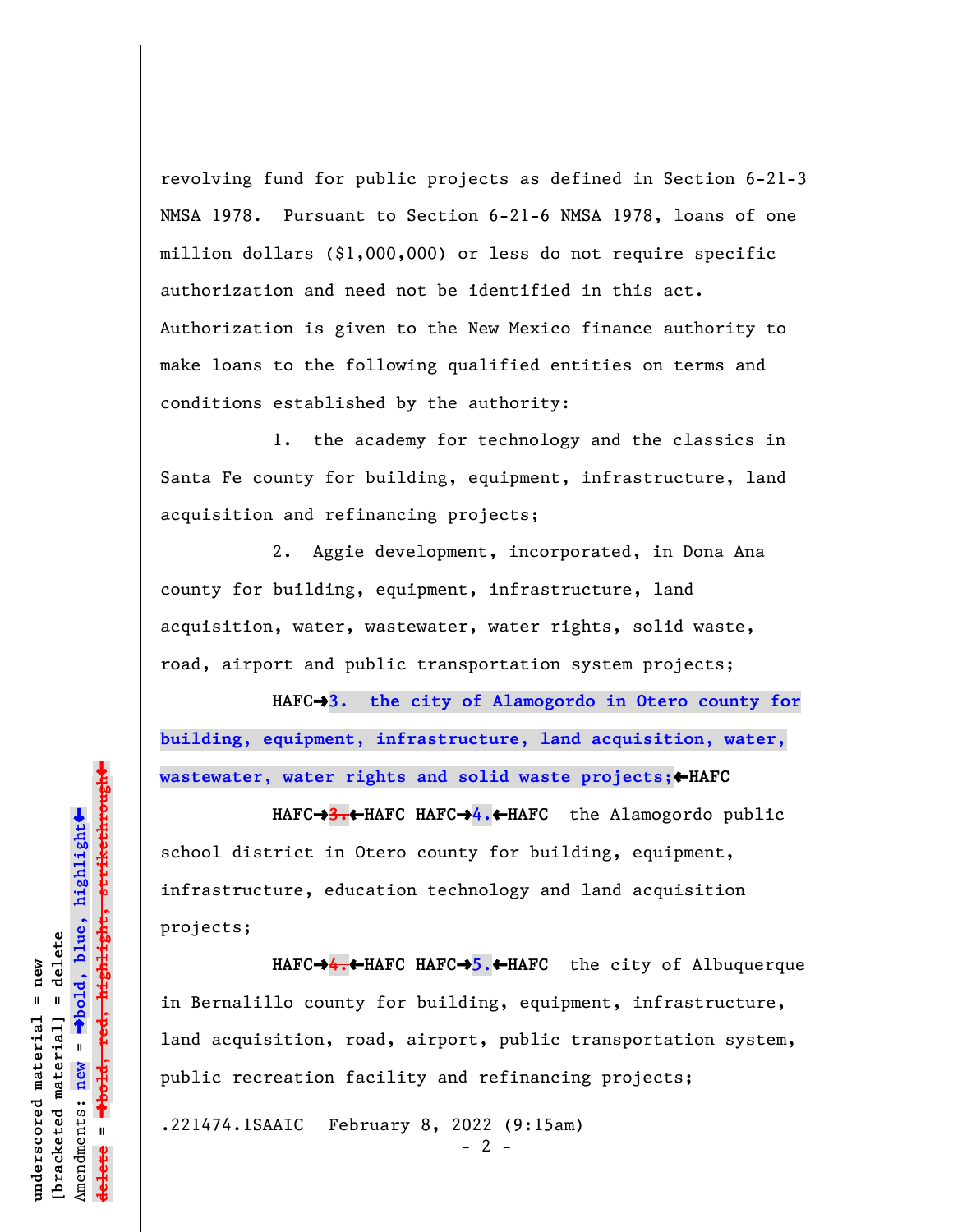revolving fund for public projects as defined in Section 6-21-3 NMSA 1978. Pursuant to Section 6-21-6 NMSA 1978, loans of one million dollars ($1,000,000) or less do not require specific authorization and need not be identified in this act. Authorization is given to the New Mexico finance authority to make loans to the following qualified entities on terms and conditions established by the authority:

1. the academy for technology and the classics in Santa Fe county for building, equipment, infrastructure, land acquisition and refinancing projects;

2. Aggie development, incorporated, in Dona Ana county for building, equipment, infrastructure, land acquisition, water, wastewater, water rights, solid waste, road, airport and public transportation system projects;

**HAFC→3. the city of Alamogordo in Otero county for building, equipment, infrastructure, land acquisition, water, wastewater, water rights and solid waste projects;←HAFC**

**HAFC→~~3.~~←HAFC HAFC→4.←HAFC** the Alamogordo public school district in Otero county for building, equipment, infrastructure, education technology and land acquisition projects;

**HAFC→~~4.~~←HAFC HAFC→5.←HAFC** the city of Albuquerque in Bernalillo county for building, equipment, infrastructure, land acquisition, road, airport, public transportation system, public recreation facility and refinancing projects;

.221474.1SAAIC February 8, 2022 (9:15am)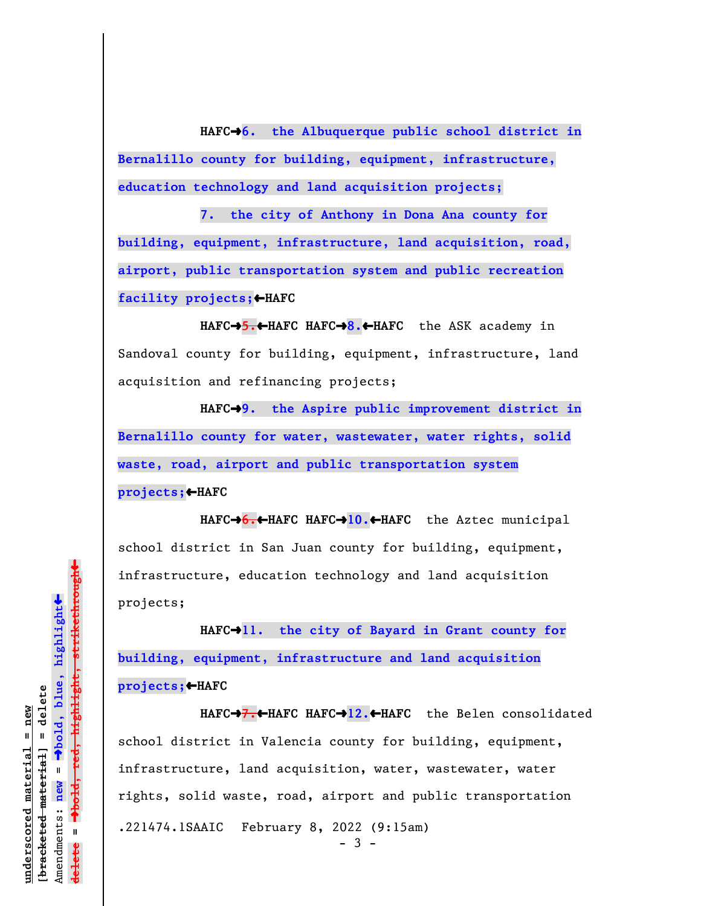HAFC→6. the Albuquerque public school district in Bernalillo county for building, equipment, infrastructure, education technology and land acquisition projects;

7. the city of Anthony in Dona Ana county for building, equipment, infrastructure, land acquisition, road, airport, public transportation system and public recreation facility projects;←HAFC

HAFC→~~5.~~←HAFC HAFC→8.←HAFC the ASK academy in Sandoval county for building, equipment, infrastructure, land acquisition and refinancing projects;

HAFC→9. the Aspire public improvement district in Bernalillo county for water, wastewater, water rights, solid waste, road, airport and public transportation system projects;←HAFC

HAFC→~~6.~~←HAFC HAFC→10.←HAFC the Aztec municipal school district in San Juan county for building, equipment, infrastructure, education technology and land acquisition projects;

HAFC→11. the city of Bayard in Grant county for building, equipment, infrastructure and land acquisition projects;←HAFC

HAFC→~~7.~~←HAFC HAFC→12.←HAFC the Belen consolidated school district in Valencia county for building, equipment, infrastructure, land acquisition, water, wastewater, water rights, solid waste, road, airport and public transportation

.221474.1SAAIC February 8, 2022 (9:15am)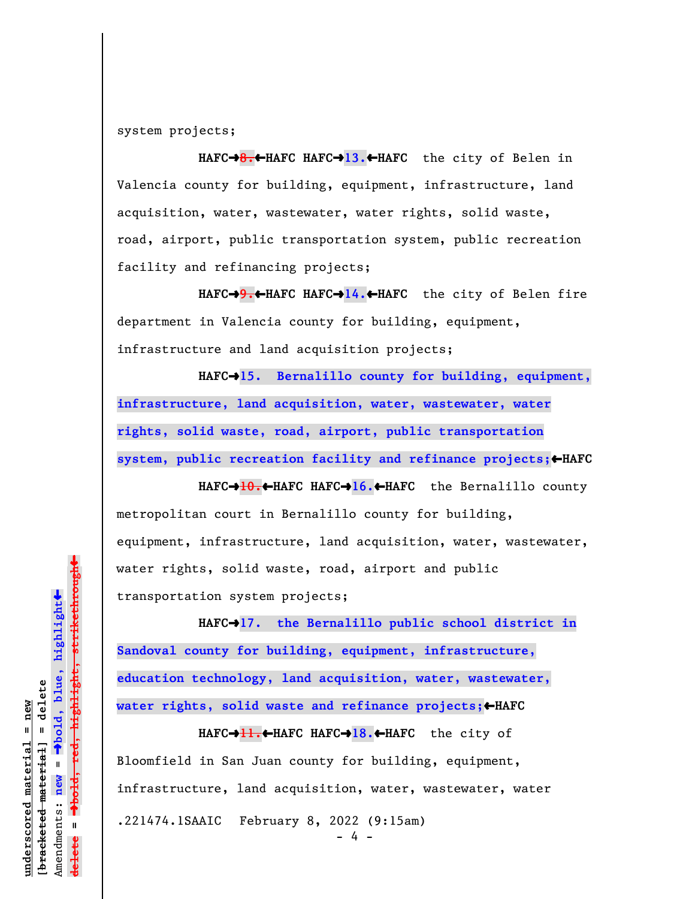system projects;

HAFC➔~~8.~~⬅HAFC HAFC➔**13.**⬅HAFC the city of Belen in Valencia county for building, equipment, infrastructure, land acquisition, water, wastewater, water rights, solid waste, road, airport, public transportation system, public recreation facility and refinancing projects;

HAFC➔~~9.~~⬅HAFC HAFC➔**14.**⬅HAFC the city of Belen fire department in Valencia county for building, equipment, infrastructure and land acquisition projects;

HAFC➔**15. Bernalillo county for building, equipment, infrastructure, land acquisition, water, wastewater, water rights, solid waste, road, airport, public transportation system, public recreation facility and refinance projects;**⬅HAFC

HAFC➔~~10.~~⬅HAFC HAFC➔**16.**⬅HAFC the Bernalillo county metropolitan court in Bernalillo county for building, equipment, infrastructure, land acquisition, water, wastewater, water rights, solid waste, road, airport and public transportation system projects;

HAFC➔**17. the Bernalillo public school district in Sandoval county for building, equipment, infrastructure, education technology, land acquisition, water, wastewater, water rights, solid waste and refinance projects;**⬅HAFC

HAFC➔~~11.~~⬅HAFC HAFC➔**18.**⬅HAFC the city of Bloomfield in San Juan county for building, equipment, infrastructure, land acquisition, water, wastewater, water

.221474.1SAAIC February 8, 2022 (9:15am)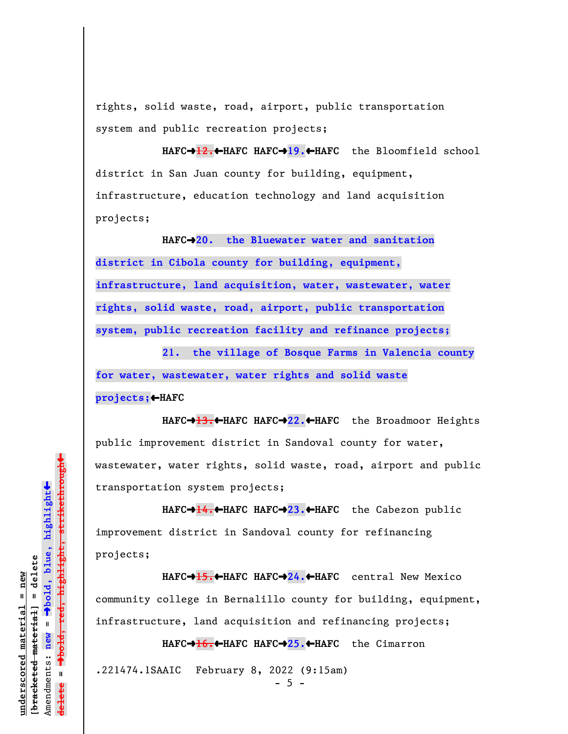rights, solid waste, road, airport, public transportation system and public recreation projects;

HAFC➔~~12.~~⇐HAFC HAFC➔**19.**⇐HAFC the Bloomfield school district in San Juan county for building, equipment, infrastructure, education technology and land acquisition projects;

HAFC➔**20. the Bluewater water and sanitation district in Cibola county for building, equipment, infrastructure, land acquisition, water, wastewater, water rights, solid waste, road, airport, public transportation system, public recreation facility and refinance projects;**

**21. the village of Bosque Farms in Valencia county for water, wastewater, water rights and solid waste projects;**⇐HAFC

HAFC➔~~13.~~⇐HAFC HAFC➔**22.**⇐HAFC the Broadmoor Heights public improvement district in Sandoval county for water, wastewater, water rights, solid waste, road, airport and public transportation system projects;

HAFC➔~~14.~~⇐HAFC HAFC➔**23.**⇐HAFC the Cabezon public improvement district in Sandoval county for refinancing projects;

HAFC➔~~15.~~⇐HAFC HAFC➔**24.**⇐HAFC central New Mexico community college in Bernalillo county for building, equipment, infrastructure, land acquisition and refinancing projects;

HAFC➔~~16.~~⇐HAFC HAFC➔**25.**⇐HAFC the Cimarron

.221474.1SAAIC February 8, 2022 (9:15am)

underscored material = new
~~[bracketed material]~~ = delete
Amendments: **new** = ➔**bold, blue, highlight**⇐
~~delete~~ = ➔~~bold, red, highlight, strikethrough~~⇐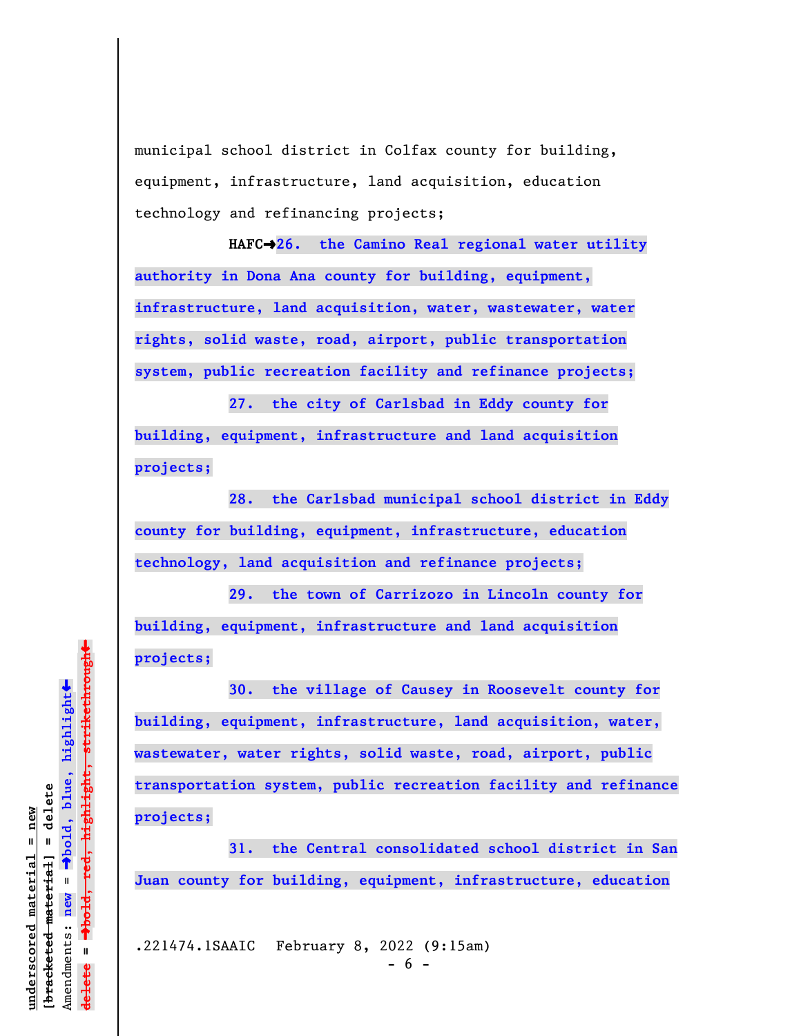municipal school district in Colfax county for building, equipment, infrastructure, land acquisition, education technology and refinancing projects;

**HAFC→26. the Camino Real regional water utility authority in Dona Ana county for building, equipment, infrastructure, land acquisition, water, wastewater, water rights, solid waste, road, airport, public transportation system, public recreation facility and refinance projects;**

**27. the city of Carlsbad in Eddy county for building, equipment, infrastructure and land acquisition projects;**

**28. the Carlsbad municipal school district in Eddy county for building, equipment, infrastructure, education technology, land acquisition and refinance projects;**

**29. the town of Carrizozo in Lincoln county for building, equipment, infrastructure and land acquisition projects;**

**30. the village of Causey in Roosevelt county for building, equipment, infrastructure, land acquisition, water, wastewater, water rights, solid waste, road, airport, public transportation system, public recreation facility and refinance projects;**

**31. the Central consolidated school district in San Juan county for building, equipment, infrastructure, education**

.221474.1SAAIC February 8, 2022 (9:15am)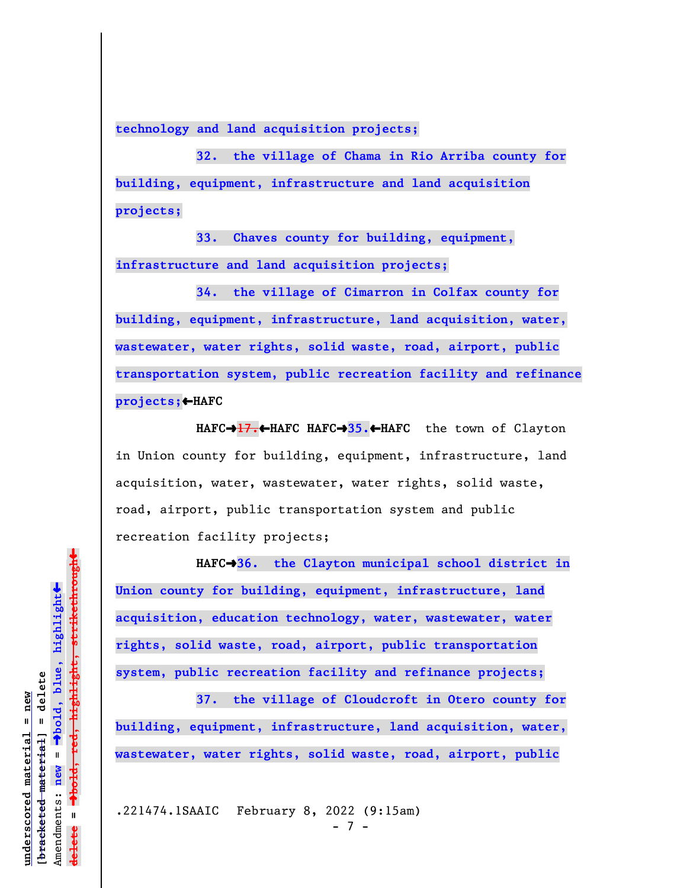**technology and land acquisition projects;**

**32. the village of Chama in Rio Arriba county for building, equipment, infrastructure and land acquisition projects;**

**33. Chaves county for building, equipment, infrastructure and land acquisition projects;**

**34. the village of Cimarron in Colfax county for building, equipment, infrastructure, land acquisition, water, wastewater, water rights, solid waste, road, airport, public transportation system, public recreation facility and refinance projects;**←HAFC

**HAFC→**~~17.~~**←HAFC HAFC→35.←HAFC** the town of Clayton in Union county for building, equipment, infrastructure, land acquisition, water, wastewater, water rights, solid waste, road, airport, public transportation system and public recreation facility projects;

**HAFC→36. the Clayton municipal school district in Union county for building, equipment, infrastructure, land acquisition, education technology, water, wastewater, water rights, solid waste, road, airport, public transportation system, public recreation facility and refinance projects;**

**37. the village of Cloudcroft in Otero county for building, equipment, infrastructure, land acquisition, water, wastewater, water rights, solid waste, road, airport, public**

.221474.1SAAIC February 8, 2022 (9:15am)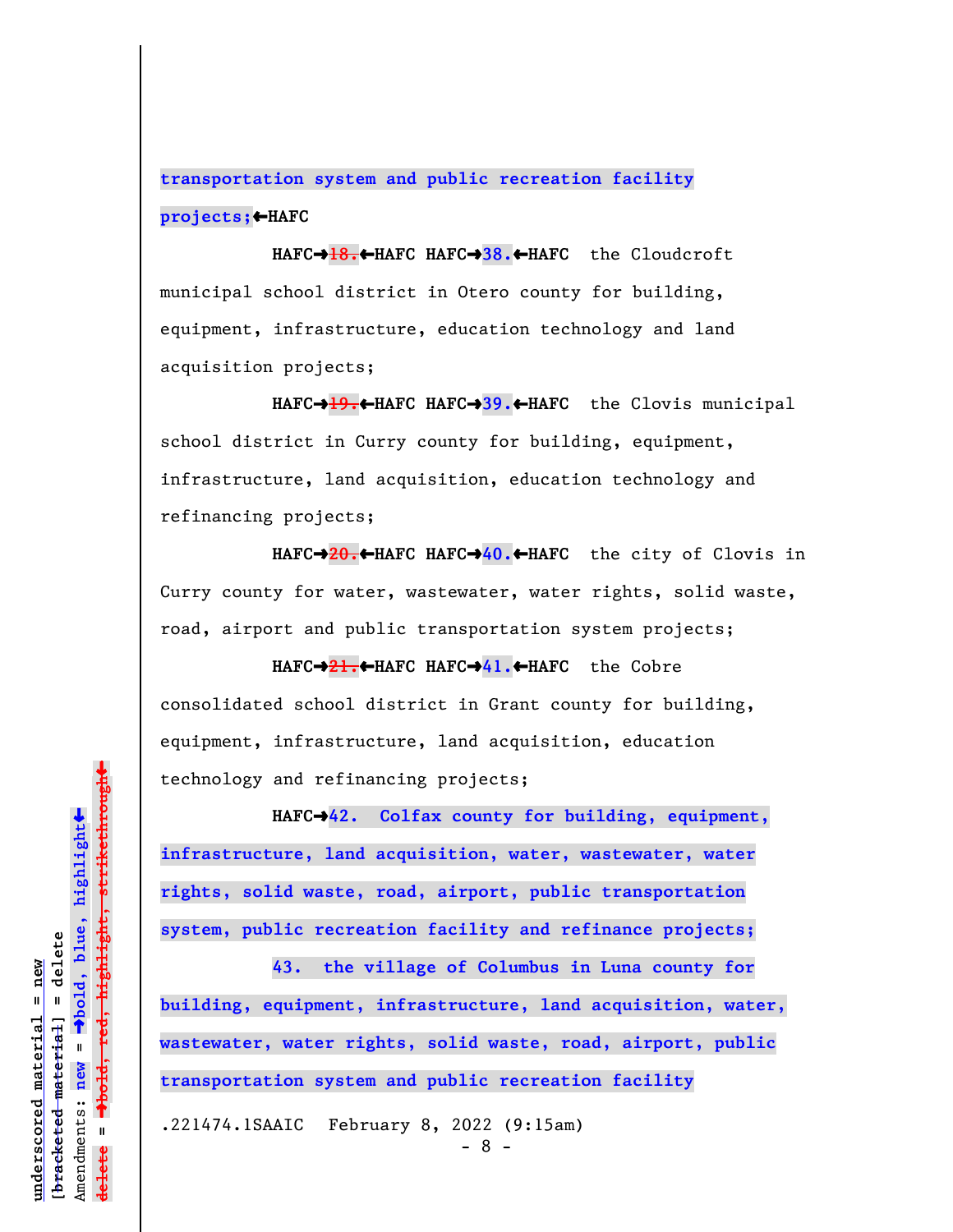transportation system and public recreation facility projects;←HAFC

HAFC→~~18.~~←HAFC HAFC→38.←HAFC the Cloudcroft municipal school district in Otero county for building, equipment, infrastructure, education technology and land acquisition projects;

HAFC→~~19.~~←HAFC HAFC→39.←HAFC the Clovis municipal school district in Curry county for building, equipment, infrastructure, land acquisition, education technology and refinancing projects;

HAFC→~~20.~~←HAFC HAFC→40.←HAFC the city of Clovis in Curry county for water, wastewater, water rights, solid waste, road, airport and public transportation system projects;

HAFC→~~21.~~←HAFC HAFC→41.←HAFC the Cobre consolidated school district in Grant county for building, equipment, infrastructure, land acquisition, education technology and refinancing projects;

HAFC→42. Colfax county for building, equipment, infrastructure, land acquisition, water, wastewater, water rights, solid waste, road, airport, public transportation system, public recreation facility and refinance projects;

43. the village of Columbus in Luna county for building, equipment, infrastructure, land acquisition, water, wastewater, water rights, solid waste, road, airport, public transportation system and public recreation facility

.221474.1SAAIC February 8, 2022 (9:15am)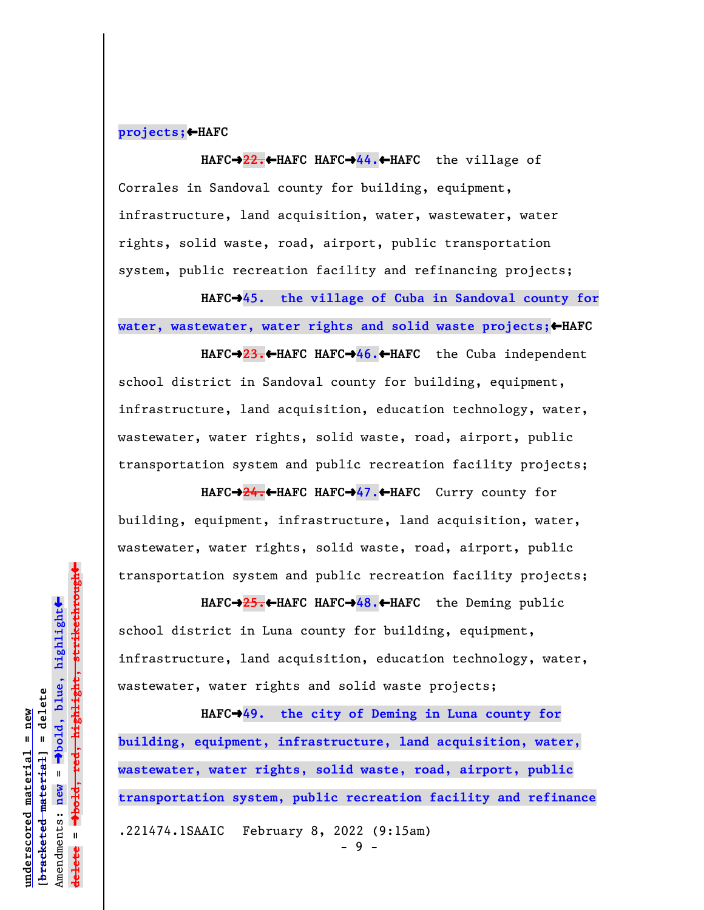projects;←HAFC

HAFC→~~22.~~←HAFC HAFC→**44.**←HAFC the village of Corrales in Sandoval county for building, equipment, infrastructure, land acquisition, water, wastewater, water rights, solid waste, road, airport, public transportation system, public recreation facility and refinancing projects;

HAFC→**45. the village of Cuba in Sandoval county for water, wastewater, water rights and solid waste projects;**←HAFC

HAFC→~~23.~~←HAFC HAFC→**46.**←HAFC the Cuba independent school district in Sandoval county for building, equipment, infrastructure, land acquisition, education technology, water, wastewater, water rights, solid waste, road, airport, public transportation system and public recreation facility projects;

HAFC→~~24.~~←HAFC HAFC→**47.**←HAFC Curry county for building, equipment, infrastructure, land acquisition, water, wastewater, water rights, solid waste, road, airport, public transportation system and public recreation facility projects;

HAFC→~~25.~~←HAFC HAFC→**48.**←HAFC the Deming public school district in Luna county for building, equipment, infrastructure, land acquisition, education technology, water, wastewater, water rights and solid waste projects;

HAFC→**49. the city of Deming in Luna county for building, equipment, infrastructure, land acquisition, water, wastewater, water rights, solid waste, road, airport, public transportation system, public recreation facility and refinance**

.221474.1SAAIC February 8, 2022 (9:15am)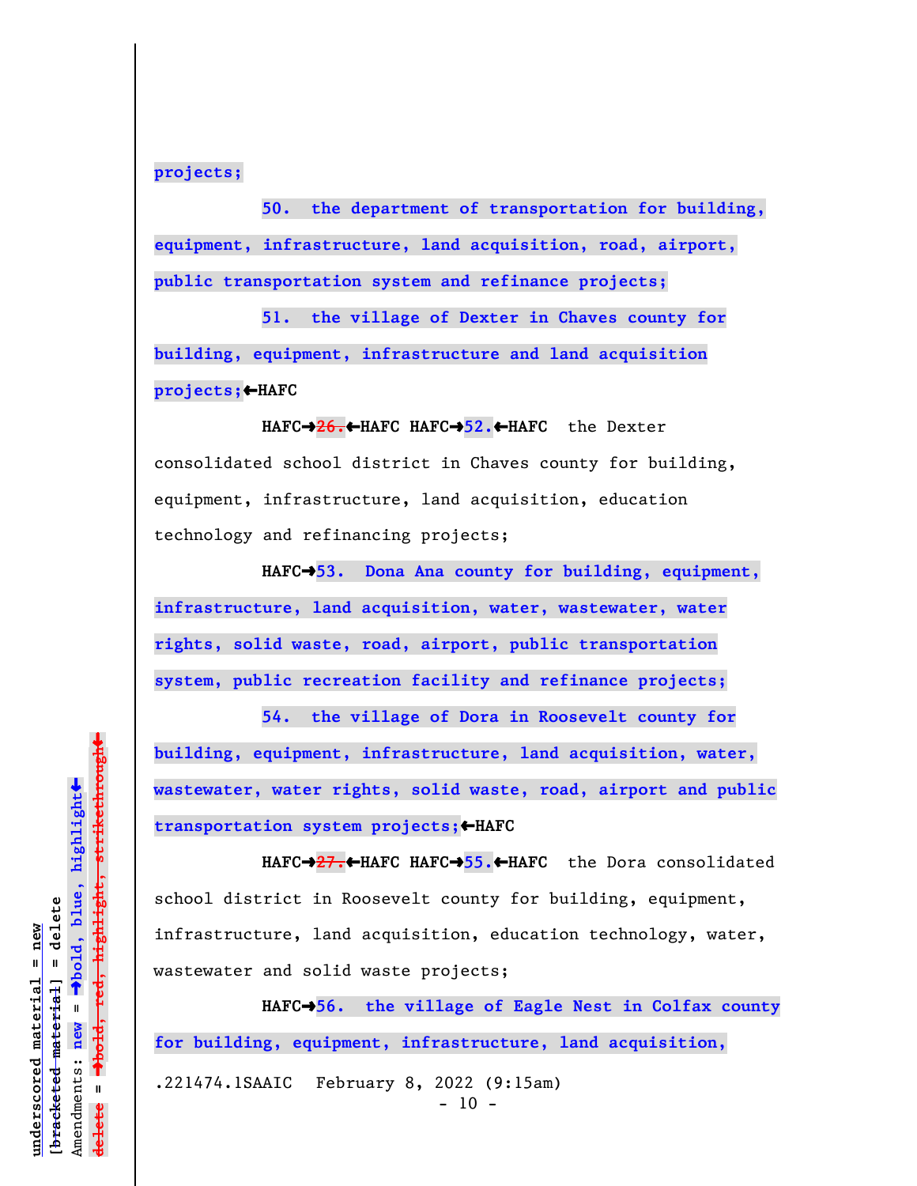projects;

50. the department of transportation for building, equipment, infrastructure, land acquisition, road, airport, public transportation system and refinance projects;

51. the village of Dexter in Chaves county for building, equipment, infrastructure and land acquisition projects;←HAFC

HAFC→~~26.~~←HAFC HAFC→52.←HAFC the Dexter consolidated school district in Chaves county for building, equipment, infrastructure, land acquisition, education technology and refinancing projects;

HAFC→53. Dona Ana county for building, equipment, infrastructure, land acquisition, water, wastewater, water rights, solid waste, road, airport, public transportation system, public recreation facility and refinance projects;

54. the village of Dora in Roosevelt county for building, equipment, infrastructure, land acquisition, water, wastewater, water rights, solid waste, road, airport and public transportation system projects;←HAFC

HAFC→~~27.~~←HAFC HAFC→55.←HAFC the Dora consolidated school district in Roosevelt county for building, equipment, infrastructure, land acquisition, education technology, water, wastewater and solid waste projects;

HAFC→56. the village of Eagle Nest in Colfax county for building, equipment, infrastructure, land acquisition,

.221474.1SAAIC February 8, 2022 (9:15am)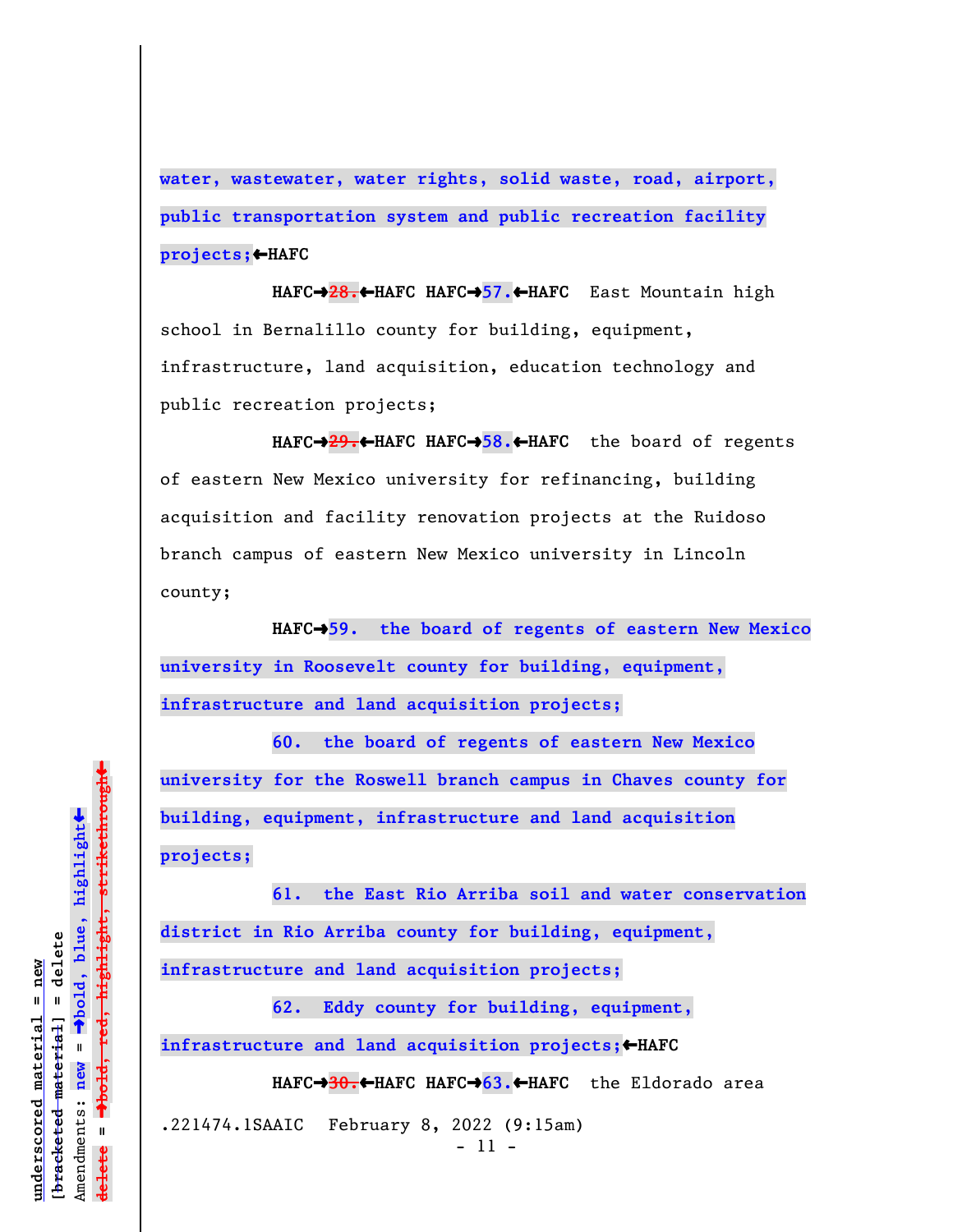water, wastewater, water rights, solid waste, road, airport, public transportation system and public recreation facility projects;←HAFC

HAFC→~~28.~~←HAFC HAFC→57.←HAFC East Mountain high school in Bernalillo county for building, equipment, infrastructure, land acquisition, education technology and public recreation projects;

HAFC→~~29.~~←HAFC HAFC→58.←HAFC the board of regents of eastern New Mexico university for refinancing, building acquisition and facility renovation projects at the Ruidoso branch campus of eastern New Mexico university in Lincoln county;

HAFC→59. the board of regents of eastern New Mexico university in Roosevelt county for building, equipment, infrastructure and land acquisition projects;

60. the board of regents of eastern New Mexico university for the Roswell branch campus in Chaves county for building, equipment, infrastructure and land acquisition projects;

61. the East Rio Arriba soil and water conservation district in Rio Arriba county for building, equipment, infrastructure and land acquisition projects;

62. Eddy county for building, equipment, infrastructure and land acquisition projects;←HAFC

HAFC→~~30.~~←HAFC HAFC→63.←HAFC the Eldorado area

.221474.1SAAIC February 8, 2022 (9:15am)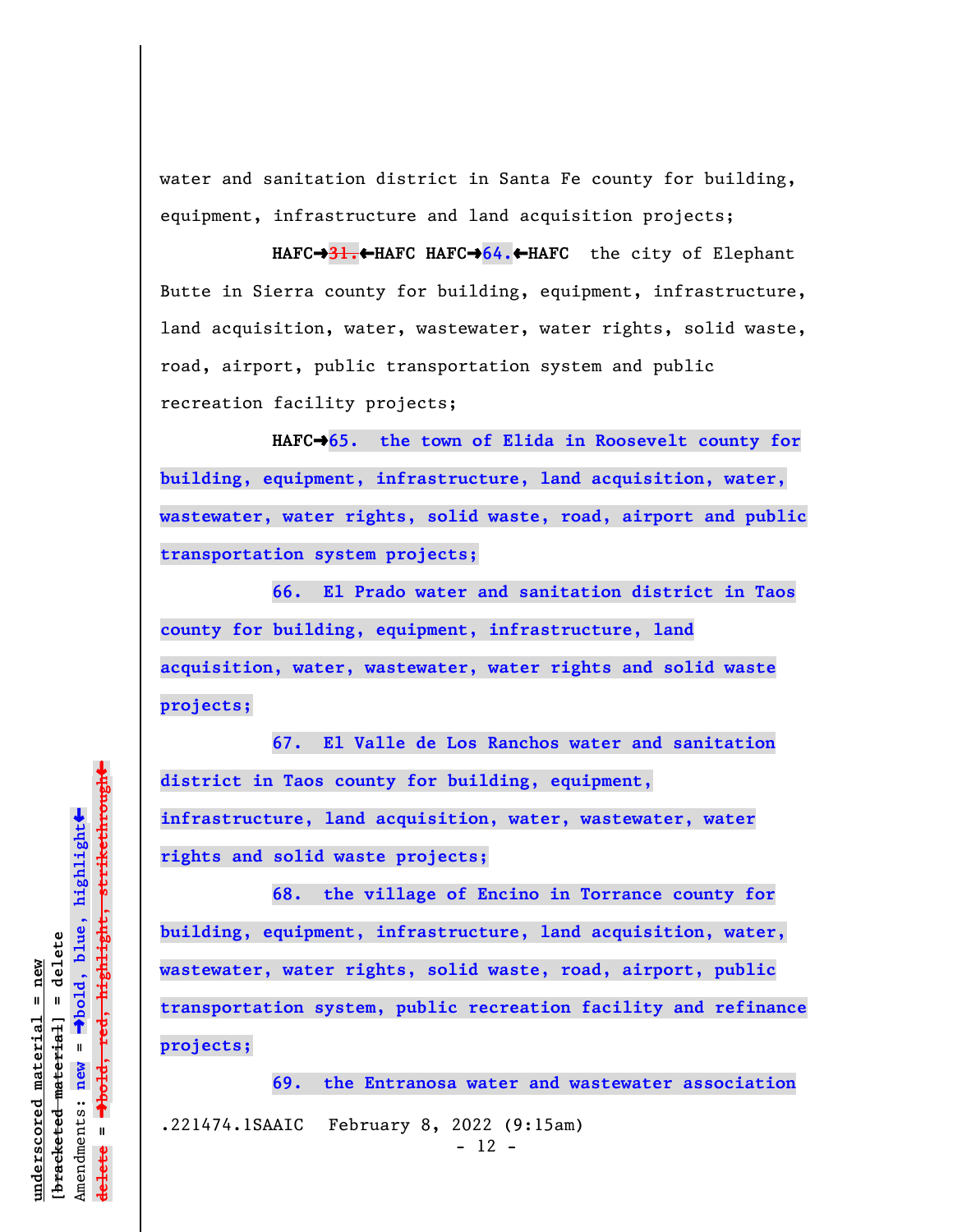water and sanitation district in Santa Fe county for building, equipment, infrastructure and land acquisition projects;

**HAFC→**~~31.~~**←HAFC HAFC→64.←HAFC** the city of Elephant Butte in Sierra county for building, equipment, infrastructure, land acquisition, water, wastewater, water rights, solid waste, road, airport, public transportation system and public recreation facility projects;

**HAFC→65. the town of Elida in Roosevelt county for building, equipment, infrastructure, land acquisition, water, wastewater, water rights, solid waste, road, airport and public transportation system projects;**

**66. El Prado water and sanitation district in Taos county for building, equipment, infrastructure, land acquisition, water, wastewater, water rights and solid waste projects;**

**67. El Valle de Los Ranchos water and sanitation district in Taos county for building, equipment, infrastructure, land acquisition, water, wastewater, water rights and solid waste projects;**

**68. the village of Encino in Torrance county for building, equipment, infrastructure, land acquisition, water, wastewater, water rights, solid waste, road, airport, public transportation system, public recreation facility and refinance projects;**

**69. the Entranosa water and wastewater association**

.221474.1SAAIC February 8, 2022 (9:15am)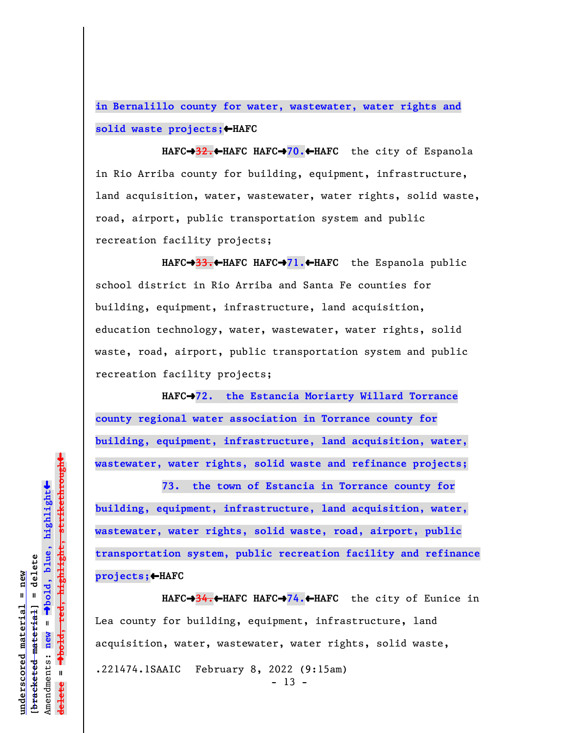in Bernalillo county for water, wastewater, water rights and solid waste projects;←HAFC

HAFC→~~32.~~←HAFC HAFC→70.←HAFC the city of Espanola in Rio Arriba county for building, equipment, infrastructure, land acquisition, water, wastewater, water rights, solid waste, road, airport, public transportation system and public recreation facility projects;

HAFC→~~33.~~←HAFC HAFC→71.←HAFC the Espanola public school district in Rio Arriba and Santa Fe counties for building, equipment, infrastructure, land acquisition, education technology, water, wastewater, water rights, solid waste, road, airport, public transportation system and public recreation facility projects;

HAFC→72. the Estancia Moriarty Willard Torrance county regional water association in Torrance county for building, equipment, infrastructure, land acquisition, water, wastewater, water rights, solid waste and refinance projects;

73. the town of Estancia in Torrance county for building, equipment, infrastructure, land acquisition, water, wastewater, water rights, solid waste, road, airport, public transportation system, public recreation facility and refinance projects;←HAFC

HAFC→~~34.~~←HAFC HAFC→74.←HAFC the city of Eunice in Lea county for building, equipment, infrastructure, land acquisition, water, wastewater, water rights, solid waste,

.221474.1SAAIC February 8, 2022 (9:15am)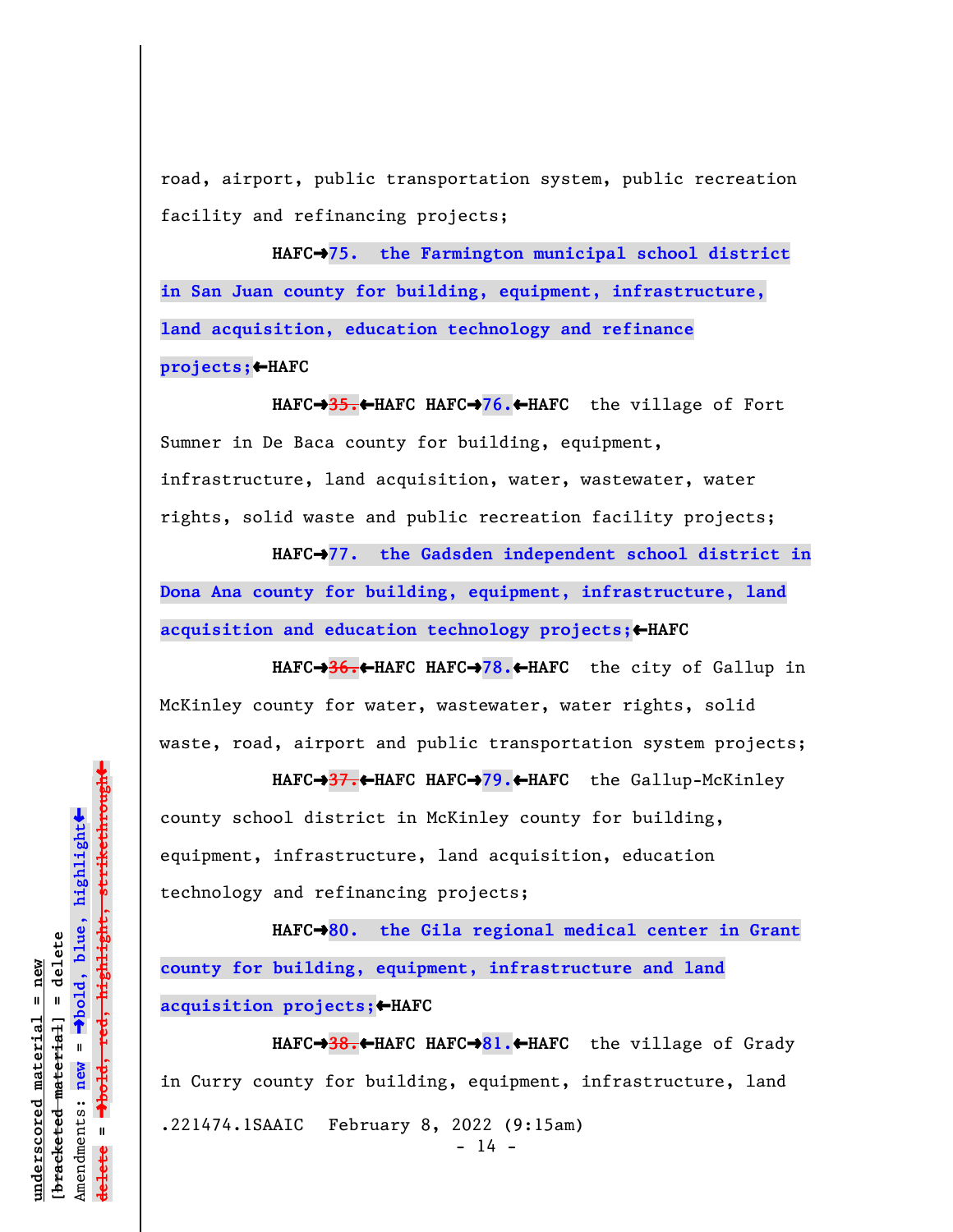road, airport, public transportation system, public recreation facility and refinancing projects;

HAFC→**75. the Farmington municipal school district in San Juan county for building, equipment, infrastructure, land acquisition, education technology and refinance projects;**←HAFC

HAFC→~~35.~~←HAFC HAFC→**76.**←HAFC the village of Fort Sumner in De Baca county for building, equipment, infrastructure, land acquisition, water, wastewater, water rights, solid waste and public recreation facility projects;

HAFC→**77. the Gadsden independent school district in Dona Ana county for building, equipment, infrastructure, land acquisition and education technology projects;**←HAFC

HAFC→~~36.~~←HAFC HAFC→**78.**←HAFC the city of Gallup in McKinley county for water, wastewater, water rights, solid waste, road, airport and public transportation system projects;

HAFC→~~37.~~←HAFC HAFC→**79.**←HAFC the Gallup-McKinley county school district in McKinley county for building, equipment, infrastructure, land acquisition, education technology and refinancing projects;

HAFC→**80. the Gila regional medical center in Grant county for building, equipment, infrastructure and land acquisition projects;**←HAFC

HAFC→~~38.~~←HAFC HAFC→**81.**←HAFC the village of Grady in Curry county for building, equipment, infrastructure, land

.221474.1SAAIC February 8, 2022 (9:15am)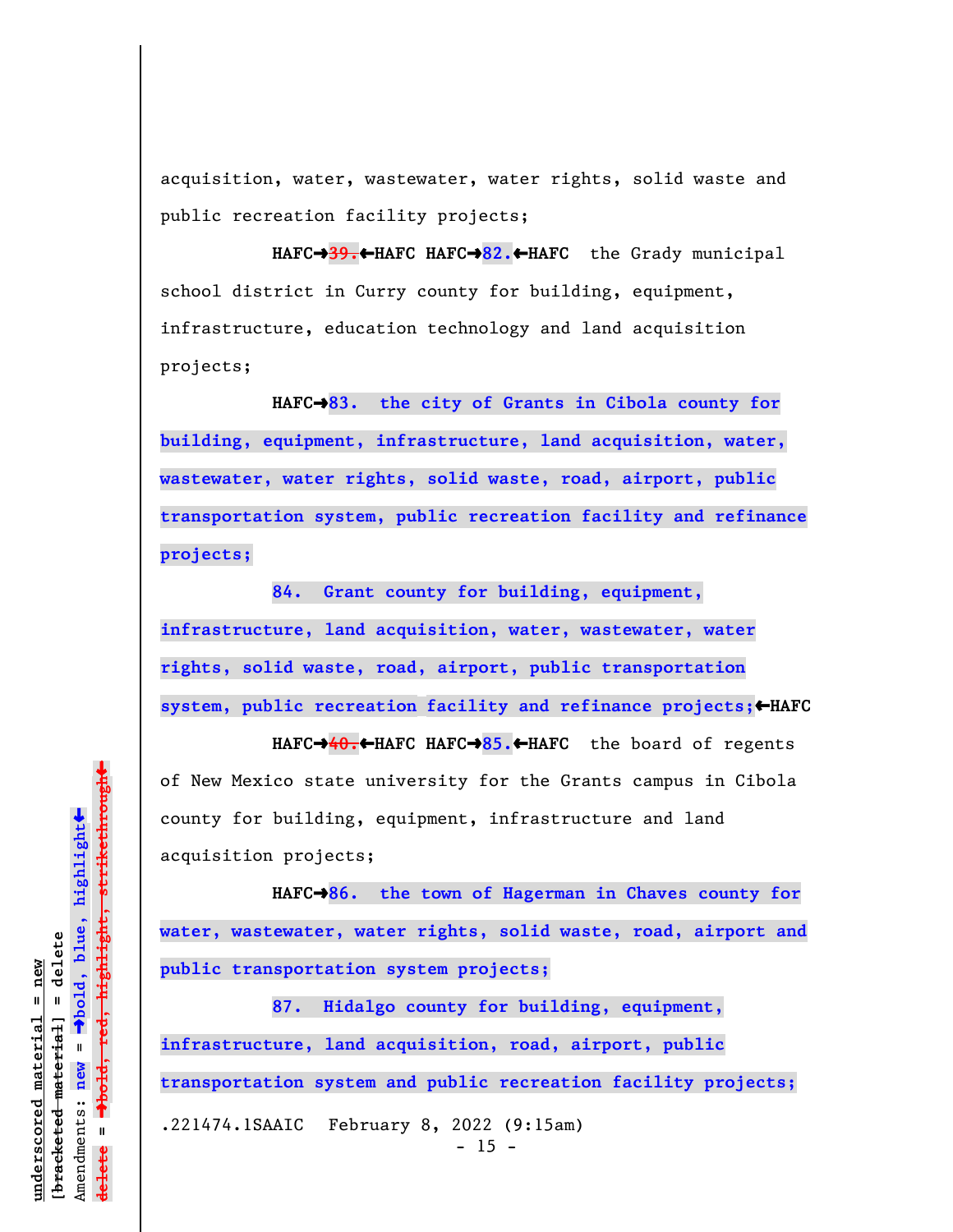acquisition, water, wastewater, water rights, solid waste and public recreation facility projects;

HAFC➔~~39.~~←HAFC HAFC➔**82.**←HAFC the Grady municipal school district in Curry county for building, equipment, infrastructure, education technology and land acquisition projects;

HAFC➔**83. the city of Grants in Cibola county for building, equipment, infrastructure, land acquisition, water, wastewater, water rights, solid waste, road, airport, public transportation system, public recreation facility and refinance projects;**

**84. Grant county for building, equipment, infrastructure, land acquisition, water, wastewater, water rights, solid waste, road, airport, public transportation system, public recreation facility and refinance projects;**←HAFC

HAFC➔~~40.~~←HAFC HAFC➔**85.**←HAFC the board of regents of New Mexico state university for the Grants campus in Cibola county for building, equipment, infrastructure and land acquisition projects;

HAFC➔**86. the town of Hagerman in Chaves county for water, wastewater, water rights, solid waste, road, airport and public transportation system projects;**

**87. Hidalgo county for building, equipment, infrastructure, land acquisition, road, airport, public transportation system and public recreation facility projects;**

.221474.1SAAIC February 8, 2022 (9:15am)

underscored material = new
[bracketed material] = delete
Amendments: new = ➔bold, blue, highlight←
delete = ➔~~bold, red, highlight, strikethrough~~←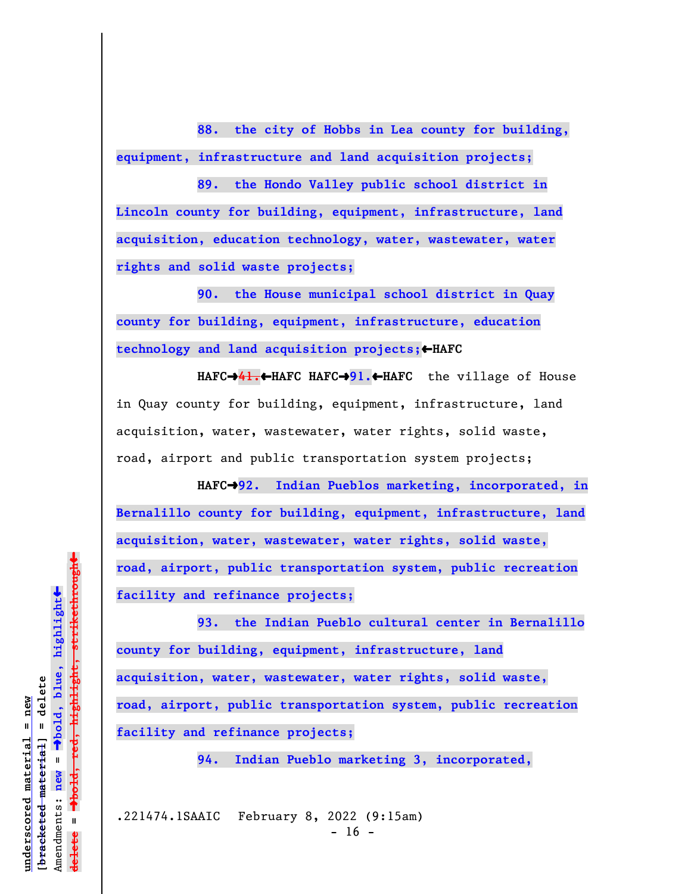88. the city of Hobbs in Lea county for building, equipment, infrastructure and land acquisition projects;

89. the Hondo Valley public school district in Lincoln county for building, equipment, infrastructure, land acquisition, education technology, water, wastewater, water rights and solid waste projects;

90. the House municipal school district in Quay county for building, equipment, infrastructure, education technology and land acquisition projects;←HAFC

HAFC→~~41.~~←HAFC HAFC→91.←HAFC the village of House in Quay county for building, equipment, infrastructure, land acquisition, water, wastewater, water rights, solid waste, road, airport and public transportation system projects;

HAFC→92. Indian Pueblos marketing, incorporated, in Bernalillo county for building, equipment, infrastructure, land acquisition, water, wastewater, water rights, solid waste, road, airport, public transportation system, public recreation facility and refinance projects;

93. the Indian Pueblo cultural center in Bernalillo county for building, equipment, infrastructure, land acquisition, water, wastewater, water rights, solid waste, road, airport, public transportation system, public recreation facility and refinance projects;

94. Indian Pueblo marketing 3, incorporated,

.221474.1SAAIC February 8, 2022 (9:15am)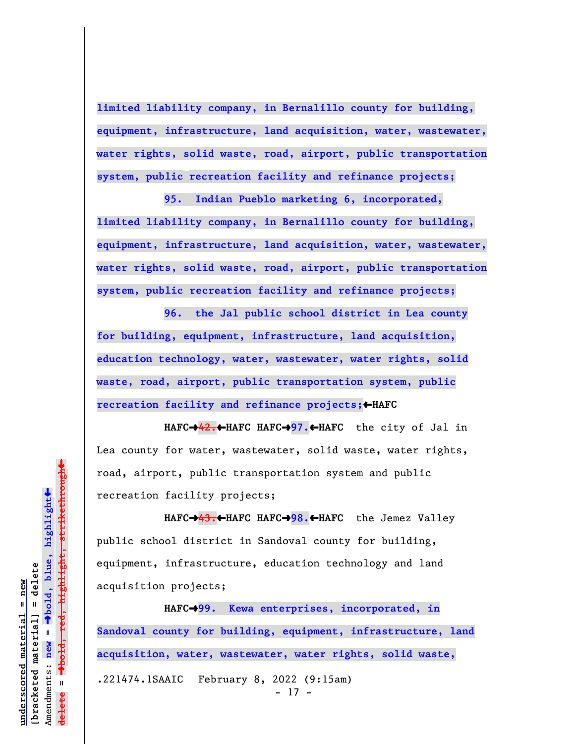**limited liability company, in Bernalillo county for building, equipment, infrastructure, land acquisition, water, wastewater, water rights, solid waste, road, airport, public transportation system, public recreation facility and refinance projects;**

**95. Indian Pueblo marketing 6, incorporated, limited liability company, in Bernalillo county for building, equipment, infrastructure, land acquisition, water, wastewater, water rights, solid waste, road, airport, public transportation system, public recreation facility and refinance projects;**

**96. the Jal public school district in Lea county for building, equipment, infrastructure, land acquisition, education technology, water, wastewater, water rights, solid waste, road, airport, public transportation system, public recreation facility and refinance projects;**←HAFC

HAFC→~~42.~~←HAFC HAFC→**97.**←HAFC the city of Jal in Lea county for water, wastewater, solid waste, water rights, road, airport, public transportation system and public recreation facility projects;

HAFC→~~43.~~←HAFC HAFC→**98.**←HAFC the Jemez Valley public school district in Sandoval county for building, equipment, infrastructure, education technology and land acquisition projects;

HAFC→**99. Kewa enterprises, incorporated, in Sandoval county for building, equipment, infrastructure, land acquisition, water, wastewater, water rights, solid waste,**

.221474.1SAAIC February 8, 2022 (9:15am)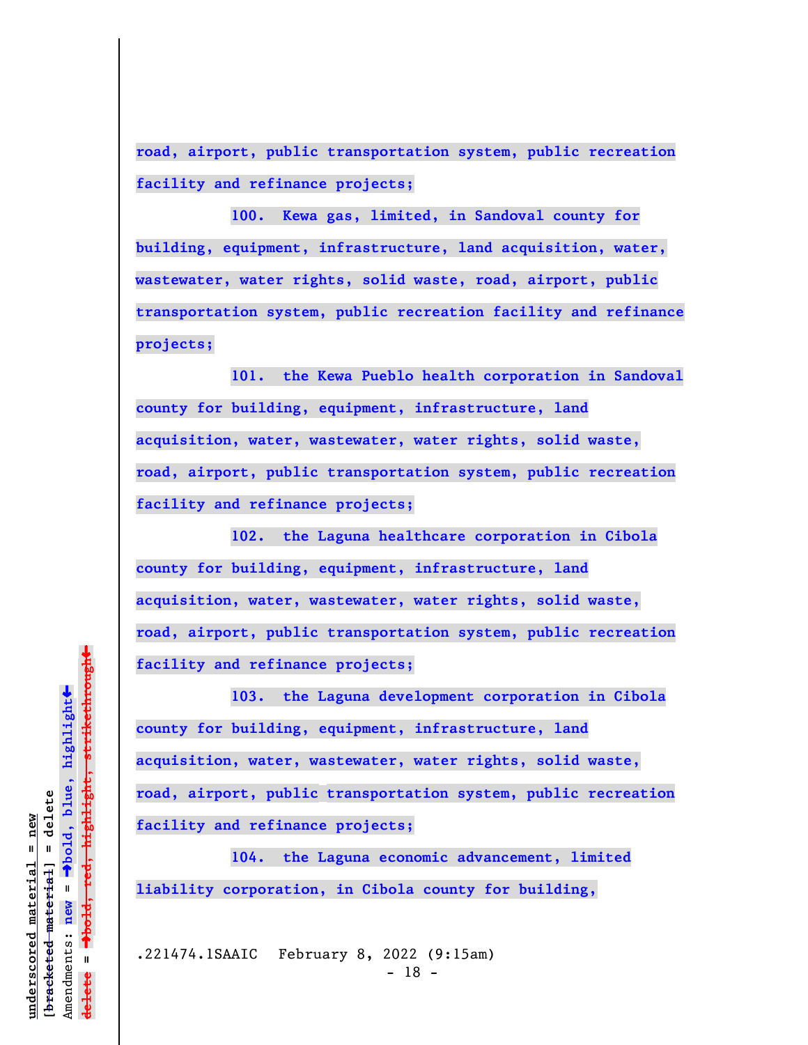road, airport, public transportation system, public recreation facility and refinance projects;

100. Kewa gas, limited, in Sandoval county for building, equipment, infrastructure, land acquisition, water, wastewater, water rights, solid waste, road, airport, public transportation system, public recreation facility and refinance projects;

101. the Kewa Pueblo health corporation in Sandoval county for building, equipment, infrastructure, land acquisition, water, wastewater, water rights, solid waste, road, airport, public transportation system, public recreation facility and refinance projects;

102. the Laguna healthcare corporation in Cibola county for building, equipment, infrastructure, land acquisition, water, wastewater, water rights, solid waste, road, airport, public transportation system, public recreation facility and refinance projects;

103. the Laguna development corporation in Cibola county for building, equipment, infrastructure, land acquisition, water, wastewater, water rights, solid waste, road, airport, public transportation system, public recreation facility and refinance projects;

104. the Laguna economic advancement, limited liability corporation, in Cibola county for building,

.221474.1SAAIC February 8, 2022 (9:15am)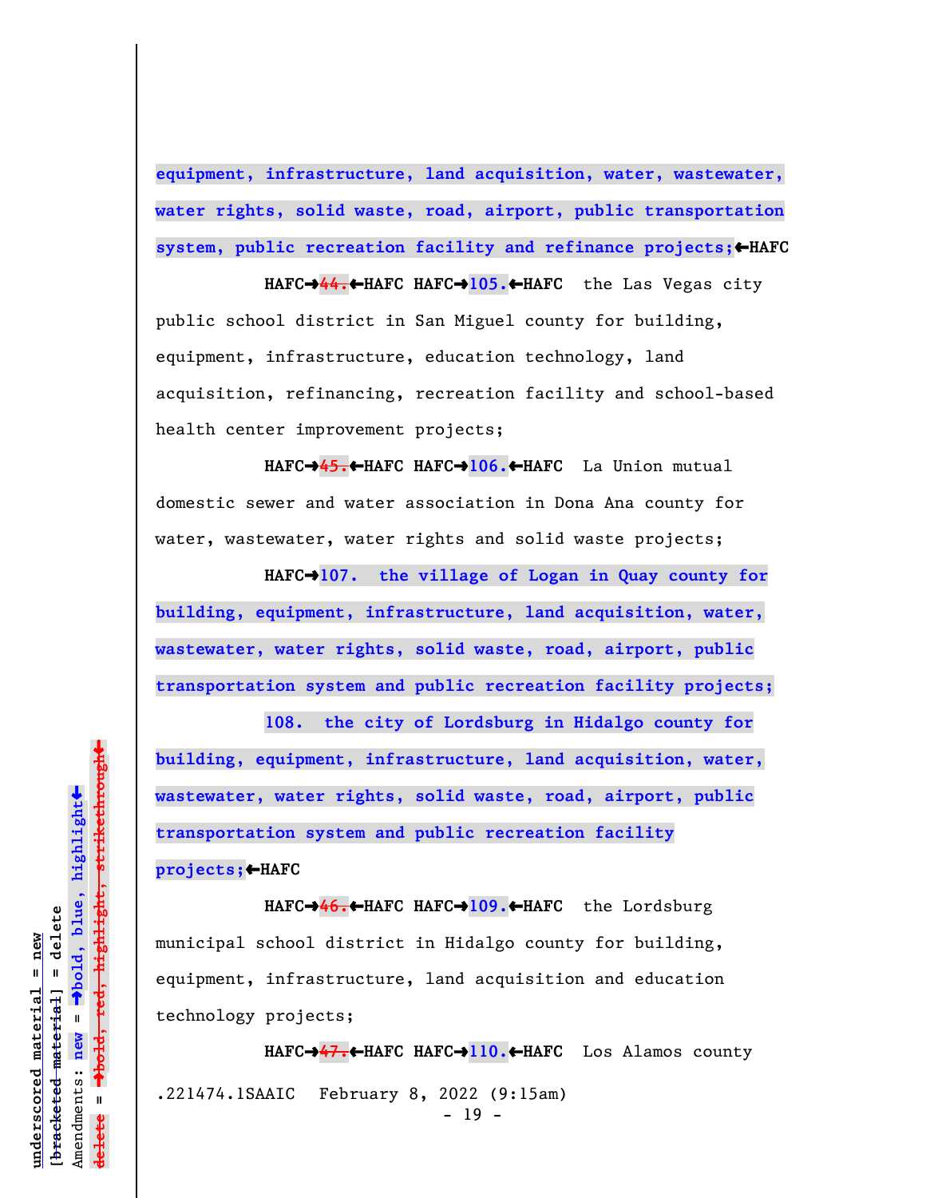equipment, infrastructure, land acquisition, water, wastewater, water rights, solid waste, road, airport, public transportation system, public recreation facility and refinance projects;←HAFC

HAFC→~~44.~~←HAFC HAFC→105.←HAFC the Las Vegas city public school district in San Miguel county for building, equipment, infrastructure, education technology, land acquisition, refinancing, recreation facility and school-based health center improvement projects;

HAFC→~~45.~~←HAFC HAFC→106.←HAFC La Union mutual domestic sewer and water association in Dona Ana county for water, wastewater, water rights and solid waste projects;

HAFC→107. the village of Logan in Quay county for building, equipment, infrastructure, land acquisition, water, wastewater, water rights, solid waste, road, airport, public transportation system and public recreation facility projects;

108. the city of Lordsburg in Hidalgo county for building, equipment, infrastructure, land acquisition, water, wastewater, water rights, solid waste, road, airport, public transportation system and public recreation facility projects;←HAFC

HAFC→~~46.~~←HAFC HAFC→109.←HAFC the Lordsburg municipal school district in Hidalgo county for building, equipment, infrastructure, land acquisition and education technology projects;

HAFC→~~47.~~←HAFC HAFC→110.←HAFC Los Alamos county

.221474.1SAAIC February 8, 2022 (9:15am)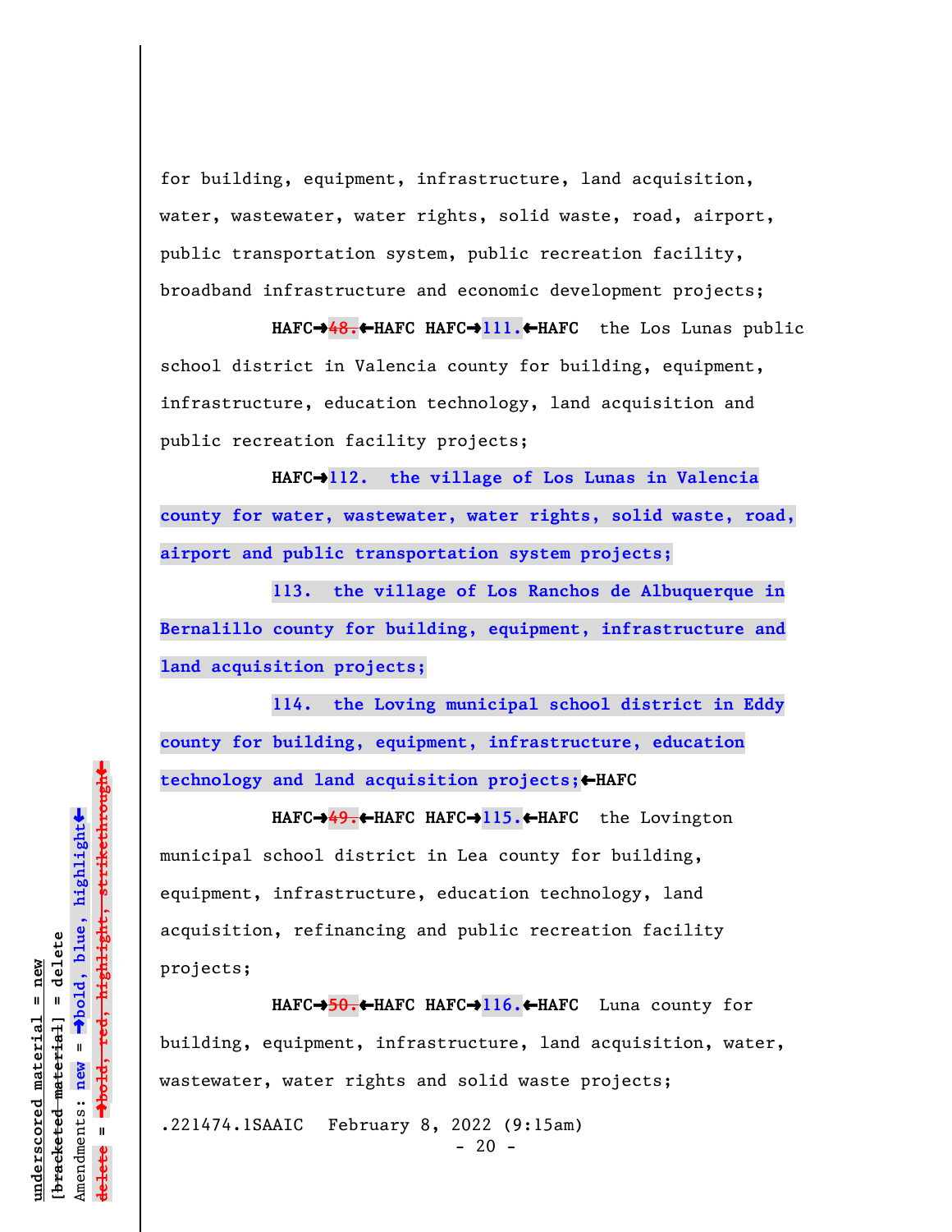for building, equipment, infrastructure, land acquisition, water, wastewater, water rights, solid waste, road, airport, public transportation system, public recreation facility, broadband infrastructure and economic development projects;

**HAFC→**~~48.~~**←HAFC HAFC→**111.**←HAFC** the Los Lunas public school district in Valencia county for building, equipment, infrastructure, education technology, land acquisition and public recreation facility projects;

**HAFC→112. the village of Los Lunas in Valencia county for water, wastewater, water rights, solid waste, road, airport and public transportation system projects;**

**113. the village of Los Ranchos de Albuquerque in Bernalillo county for building, equipment, infrastructure and land acquisition projects;**

**114. the Loving municipal school district in Eddy county for building, equipment, infrastructure, education technology and land acquisition projects;←HAFC**

**HAFC→**~~49.~~**←HAFC HAFC→**115.**←HAFC** the Lovington municipal school district in Lea county for building, equipment, infrastructure, education technology, land acquisition, refinancing and public recreation facility projects;

**HAFC→**~~50.~~**←HAFC HAFC→**116.**←HAFC** Luna county for building, equipment, infrastructure, land acquisition, water, wastewater, water rights and solid waste projects;

.221474.1SAAIC February 8, 2022 (9:15am)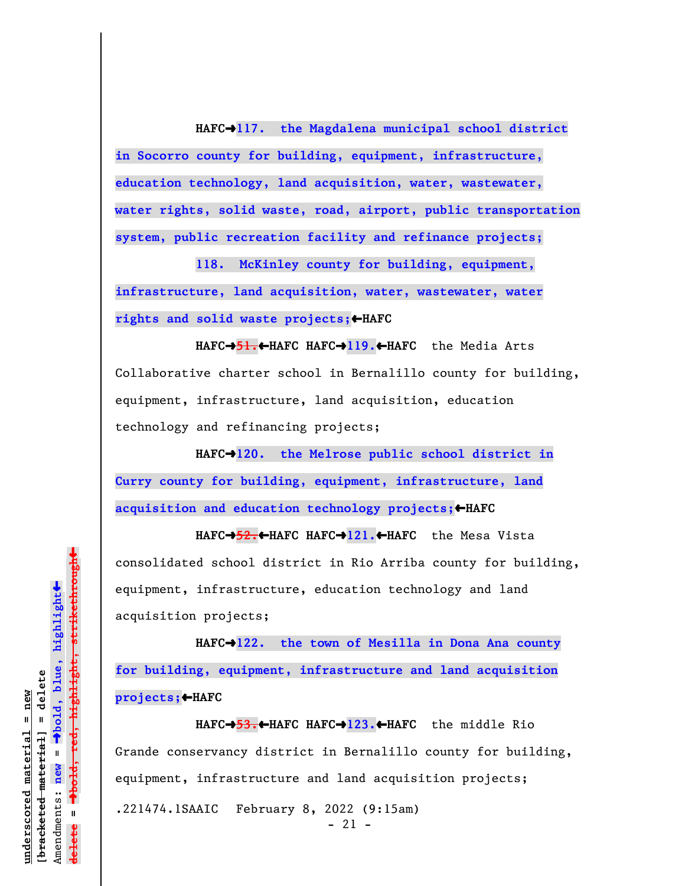HAFC→117. the Magdalena municipal school district in Socorro county for building, equipment, infrastructure, education technology, land acquisition, water, wastewater, water rights, solid waste, road, airport, public transportation system, public recreation facility and refinance projects;

118. McKinley county for building, equipment, infrastructure, land acquisition, water, wastewater, water rights and solid waste projects;←HAFC

HAFC→~~51.~~←HAFC HAFC→119.←HAFC the Media Arts Collaborative charter school in Bernalillo county for building, equipment, infrastructure, land acquisition, education technology and refinancing projects;

HAFC→120. the Melrose public school district in Curry county for building, equipment, infrastructure, land acquisition and education technology projects;←HAFC

HAFC→~~52.~~←HAFC HAFC→121.←HAFC the Mesa Vista consolidated school district in Rio Arriba county for building, equipment, infrastructure, education technology and land acquisition projects;

HAFC→122. the town of Mesilla in Dona Ana county for building, equipment, infrastructure and land acquisition projects;←HAFC

HAFC→~~53.~~←HAFC HAFC→123.←HAFC the middle Rio Grande conservancy district in Bernalillo county for building, equipment, infrastructure and land acquisition projects;

.221474.1SAAIC February 8, 2022 (9:15am)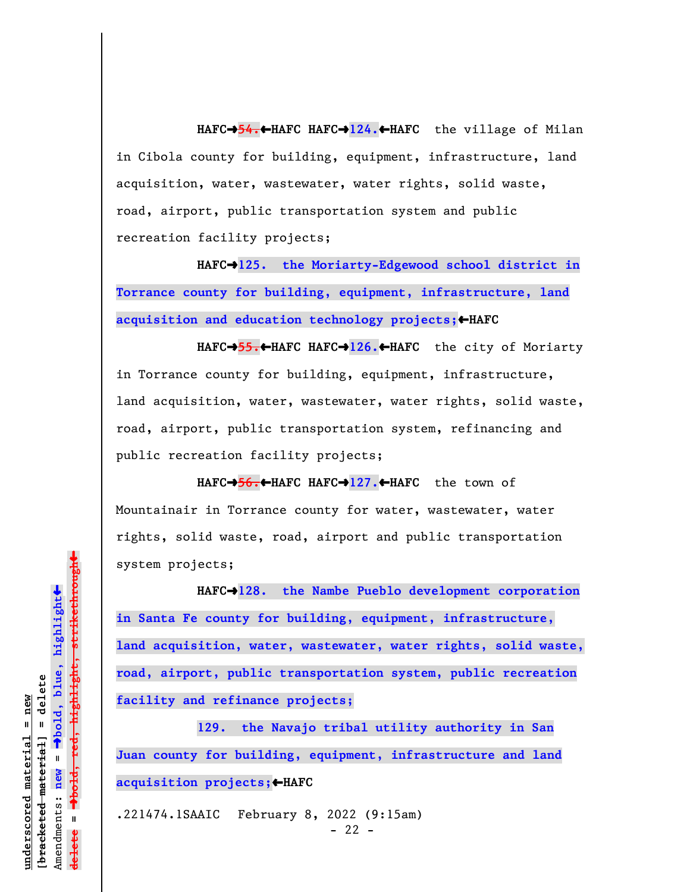HAFC→~~54.~~←HAFC HAFC→**124.**←HAFC the village of Milan in Cibola county for building, equipment, infrastructure, land acquisition, water, wastewater, water rights, solid waste, road, airport, public transportation system and public recreation facility projects;

HAFC→**125. the Moriarty-Edgewood school district in Torrance county for building, equipment, infrastructure, land acquisition and education technology projects;**←HAFC

HAFC→~~55.~~←HAFC HAFC→**126.**←HAFC the city of Moriarty in Torrance county for building, equipment, infrastructure, land acquisition, water, wastewater, water rights, solid waste, road, airport, public transportation system, refinancing and public recreation facility projects;

HAFC→~~56.~~←HAFC HAFC→**127.**←HAFC the town of Mountainair in Torrance county for water, wastewater, water rights, solid waste, road, airport and public transportation system projects;

HAFC→**128. the Nambe Pueblo development corporation in Santa Fe county for building, equipment, infrastructure, land acquisition, water, wastewater, water rights, solid waste, road, airport, public transportation system, public recreation facility and refinance projects;**

**129. the Navajo tribal utility authority in San Juan county for building, equipment, infrastructure and land acquisition projects;**←HAFC

.221474.1SAAIC February 8, 2022 (9:15am)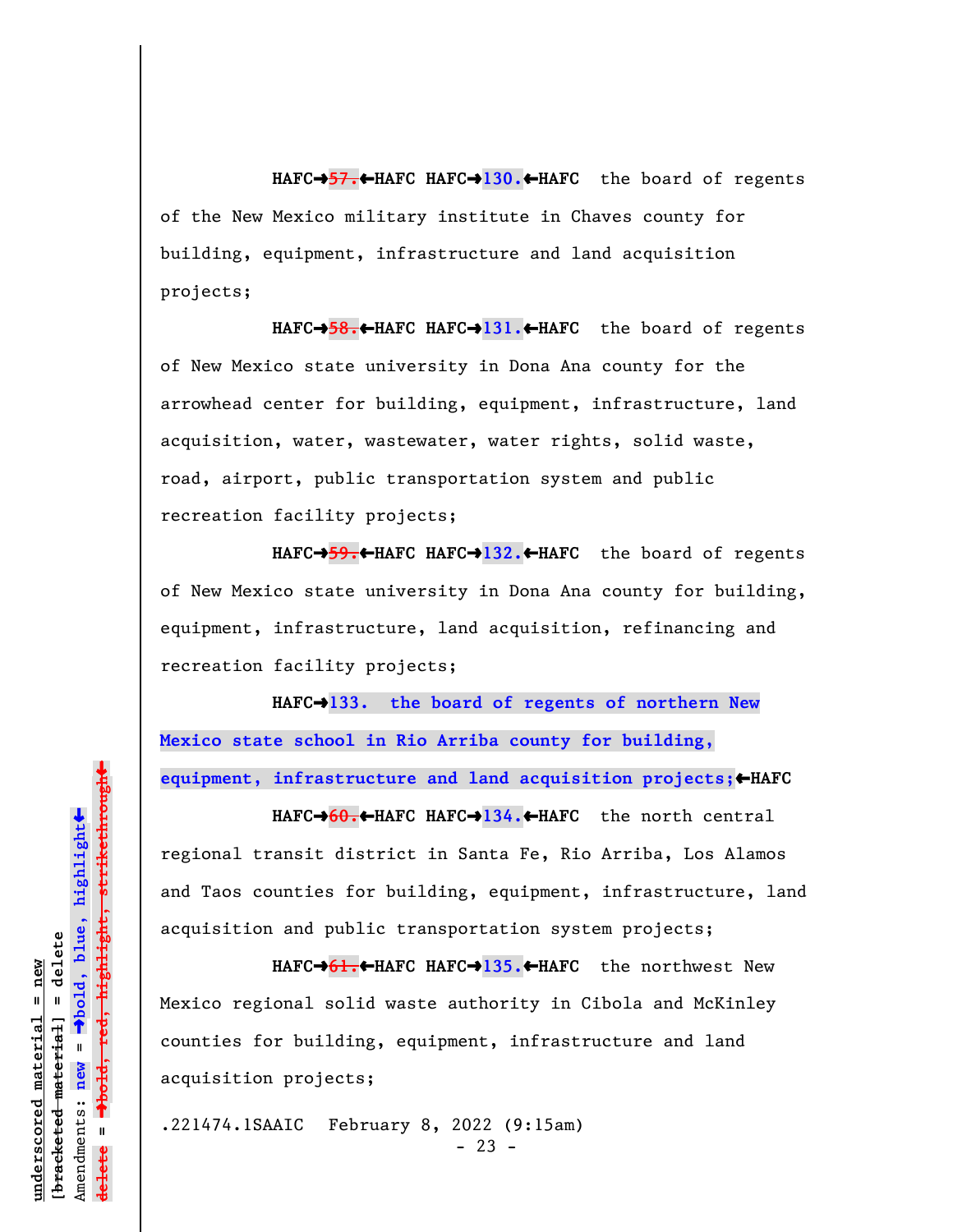HAFC→~~57.~~←HAFC HAFC→**130.**←HAFC the board of regents of the New Mexico military institute in Chaves county for building, equipment, infrastructure and land acquisition projects;

HAFC→~~58.~~←HAFC HAFC→**131.**←HAFC the board of regents of New Mexico state university in Dona Ana county for the arrowhead center for building, equipment, infrastructure, land acquisition, water, wastewater, water rights, solid waste, road, airport, public transportation system and public recreation facility projects;

HAFC→~~59.~~←HAFC HAFC→**132.**←HAFC the board of regents of New Mexico state university in Dona Ana county for building, equipment, infrastructure, land acquisition, refinancing and recreation facility projects;

HAFC→**133. the board of regents of northern New Mexico state school in Rio Arriba county for building, equipment, infrastructure and land acquisition projects;**←HAFC

HAFC→~~60.~~←HAFC HAFC→**134.**←HAFC the north central regional transit district in Santa Fe, Rio Arriba, Los Alamos and Taos counties for building, equipment, infrastructure, land acquisition and public transportation system projects;

HAFC→~~61.~~←HAFC HAFC→**135.**←HAFC the northwest New Mexico regional solid waste authority in Cibola and McKinley counties for building, equipment, infrastructure and land acquisition projects;

.221474.1SAAIC February 8, 2022 (9:15am)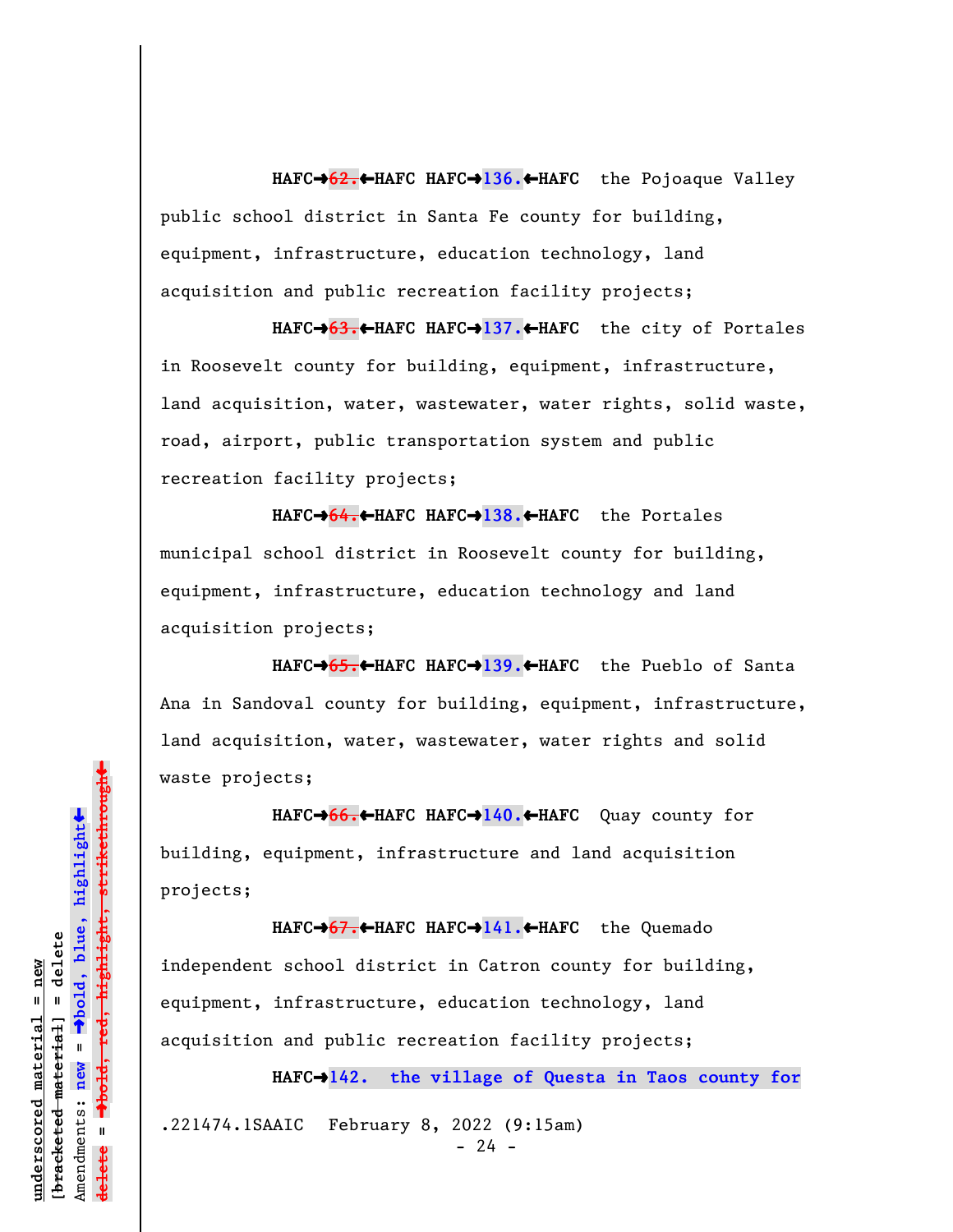HAFC➔~~62.~~←HAFC HAFC➔**136.**←HAFC the Pojoaque Valley public school district in Santa Fe county for building, equipment, infrastructure, education technology, land acquisition and public recreation facility projects;

HAFC➔~~63.~~←HAFC HAFC➔**137.**←HAFC the city of Portales in Roosevelt county for building, equipment, infrastructure, land acquisition, water, wastewater, water rights, solid waste, road, airport, public transportation system and public recreation facility projects;

HAFC➔~~64.~~←HAFC HAFC➔**138.**←HAFC the Portales municipal school district in Roosevelt county for building, equipment, infrastructure, education technology and land acquisition projects;

HAFC➔~~65.~~←HAFC HAFC➔**139.**←HAFC the Pueblo of Santa Ana in Sandoval county for building, equipment, infrastructure, land acquisition, water, wastewater, water rights and solid waste projects;

HAFC➔~~66.~~←HAFC HAFC➔**140.**←HAFC Quay county for building, equipment, infrastructure and land acquisition projects;

HAFC➔~~67.~~←HAFC HAFC➔**141.**←HAFC the Quemado independent school district in Catron county for building, equipment, infrastructure, education technology, land acquisition and public recreation facility projects;

HAFC➔**142. the village of Questa in Taos county for**

.221474.1SAAIC February 8, 2022 (9:15am)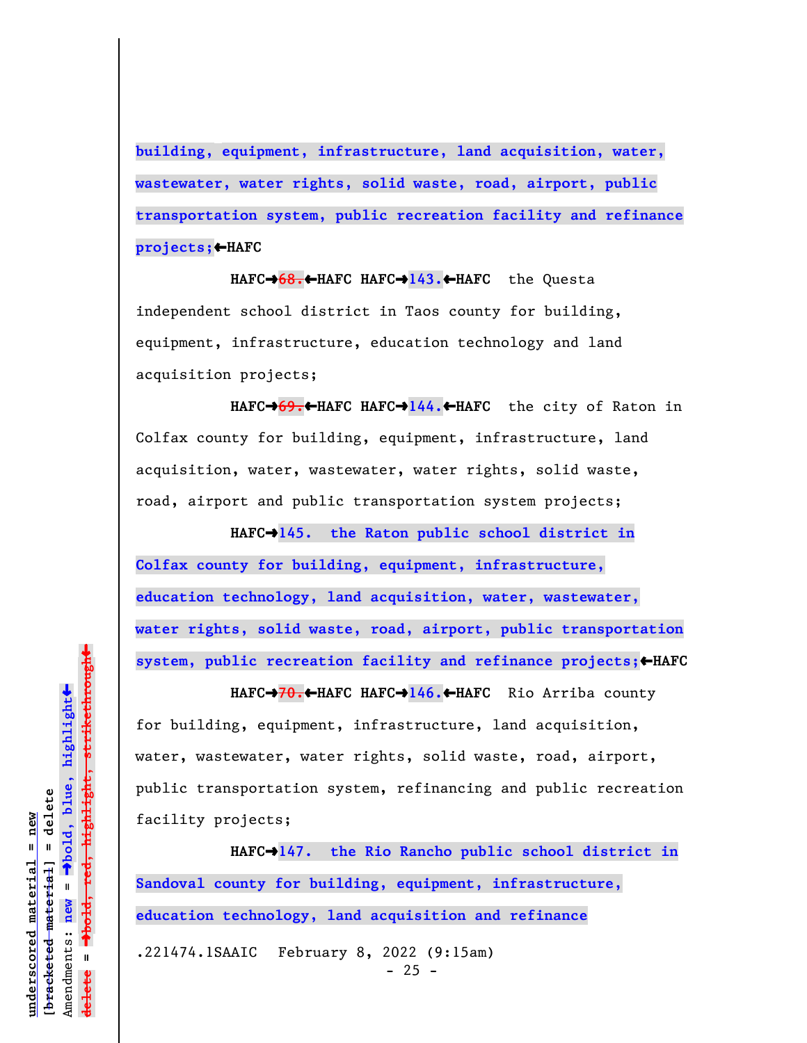building, equipment, infrastructure, land acquisition, water, wastewater, water rights, solid waste, road, airport, public transportation system, public recreation facility and refinance projects;←HAFC

HAFC→~~68.~~←HAFC HAFC→143.←HAFC the Questa independent school district in Taos county for building, equipment, infrastructure, education technology and land acquisition projects;

HAFC→~~69.~~←HAFC HAFC→144.←HAFC the city of Raton in Colfax county for building, equipment, infrastructure, land acquisition, water, wastewater, water rights, solid waste, road, airport and public transportation system projects;

HAFC→145. the Raton public school district in Colfax county for building, equipment, infrastructure, education technology, land acquisition, water, wastewater, water rights, solid waste, road, airport, public transportation system, public recreation facility and refinance projects;←HAFC

HAFC→~~70.~~←HAFC HAFC→146.←HAFC Rio Arriba county for building, equipment, infrastructure, land acquisition, water, wastewater, water rights, solid waste, road, airport, public transportation system, refinancing and public recreation facility projects;

HAFC→147. the Rio Rancho public school district in Sandoval county for building, equipment, infrastructure, education technology, land acquisition and refinance

.221474.1SAAIC February 8, 2022 (9:15am)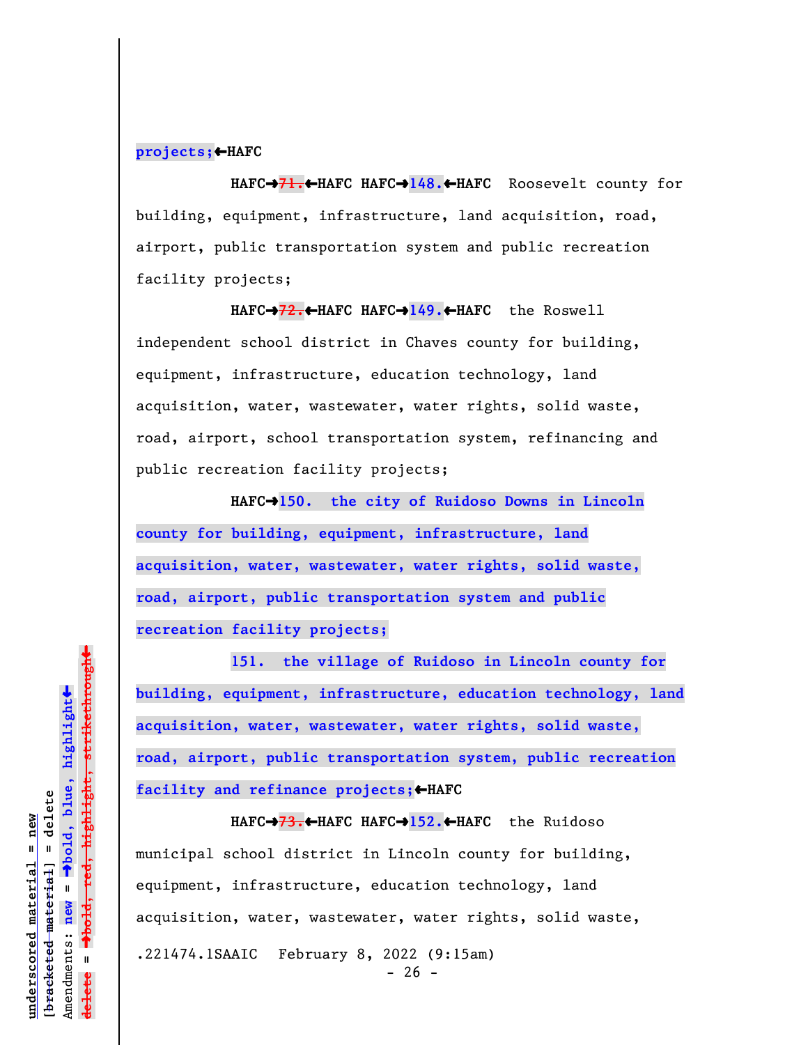projects;←HAFC

HAFC→~~71.~~←HAFC HAFC→148.←HAFC Roosevelt county for building, equipment, infrastructure, land acquisition, road, airport, public transportation system and public recreation facility projects;

HAFC→~~72.~~←HAFC HAFC→149.←HAFC the Roswell independent school district in Chaves county for building, equipment, infrastructure, education technology, land acquisition, water, wastewater, water rights, solid waste, road, airport, school transportation system, refinancing and public recreation facility projects;

HAFC→**150. the city of Ruidoso Downs in Lincoln county for building, equipment, infrastructure, land acquisition, water, wastewater, water rights, solid waste, road, airport, public transportation system and public recreation facility projects;**

**151. the village of Ruidoso in Lincoln county for building, equipment, infrastructure, education technology, land acquisition, water, wastewater, water rights, solid waste, road, airport, public transportation system, public recreation facility and refinance projects;**←HAFC

HAFC→~~73.~~←HAFC HAFC→152.←HAFC the Ruidoso municipal school district in Lincoln county for building, equipment, infrastructure, education technology, land acquisition, water, wastewater, water rights, solid waste,

.221474.1SAAIC February 8, 2022 (9:15am)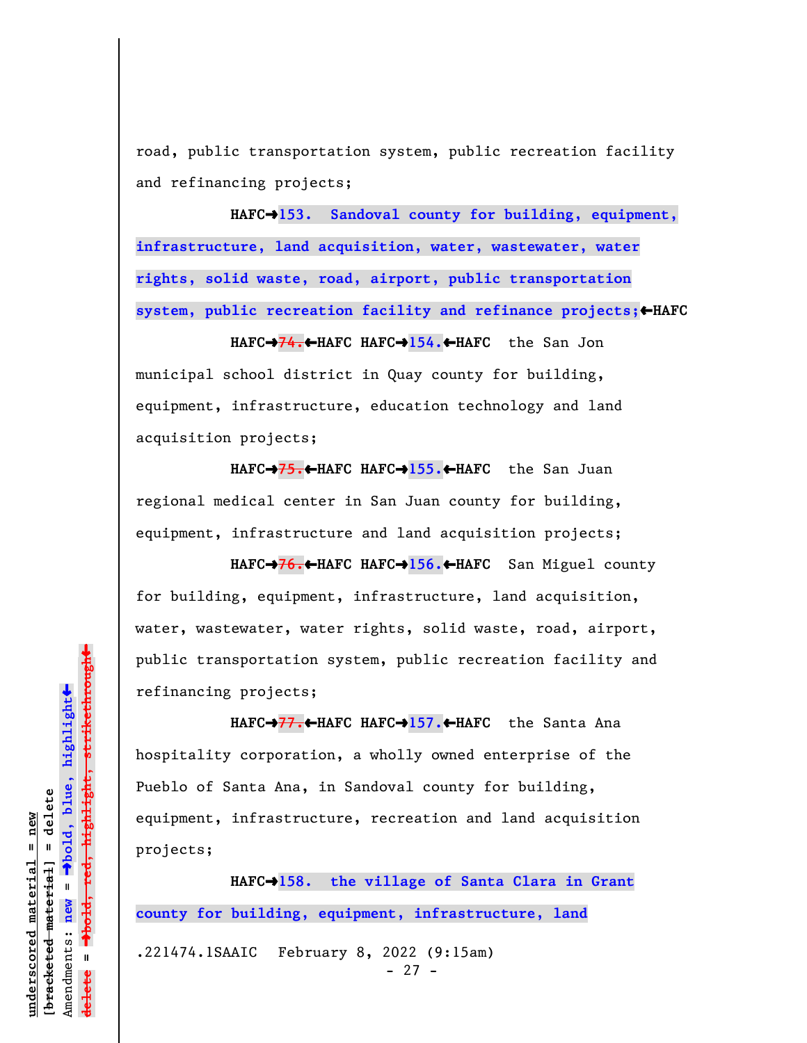road, public transportation system, public recreation facility and refinancing projects;

**HAFC→153. Sandoval county for building, equipment, infrastructure, land acquisition, water, wastewater, water rights, solid waste, road, airport, public transportation system, public recreation facility and refinance projects;←HAFC**

**HAFC→**~~74.~~**←HAFC HAFC→154.←HAFC** the San Jon municipal school district in Quay county for building, equipment, infrastructure, education technology and land acquisition projects;

**HAFC→**~~75.~~**←HAFC HAFC→155.←HAFC** the San Juan regional medical center in San Juan county for building, equipment, infrastructure and land acquisition projects;

**HAFC→**~~76.~~**←HAFC HAFC→156.←HAFC** San Miguel county for building, equipment, infrastructure, land acquisition, water, wastewater, water rights, solid waste, road, airport, public transportation system, public recreation facility and refinancing projects;

**HAFC→**~~77.~~**←HAFC HAFC→157.←HAFC** the Santa Ana hospitality corporation, a wholly owned enterprise of the Pueblo of Santa Ana, in Sandoval county for building, equipment, infrastructure, recreation and land acquisition projects;

**HAFC→158. the village of Santa Clara in Grant county for building, equipment, infrastructure, land**

.221474.1SAAIC February 8, 2022 (9:15am)

underscored material = new
[bracketed material] = delete
Amendments: new = →bold, blue, highlight←
delete = →bold, red, highlight, strikethrough←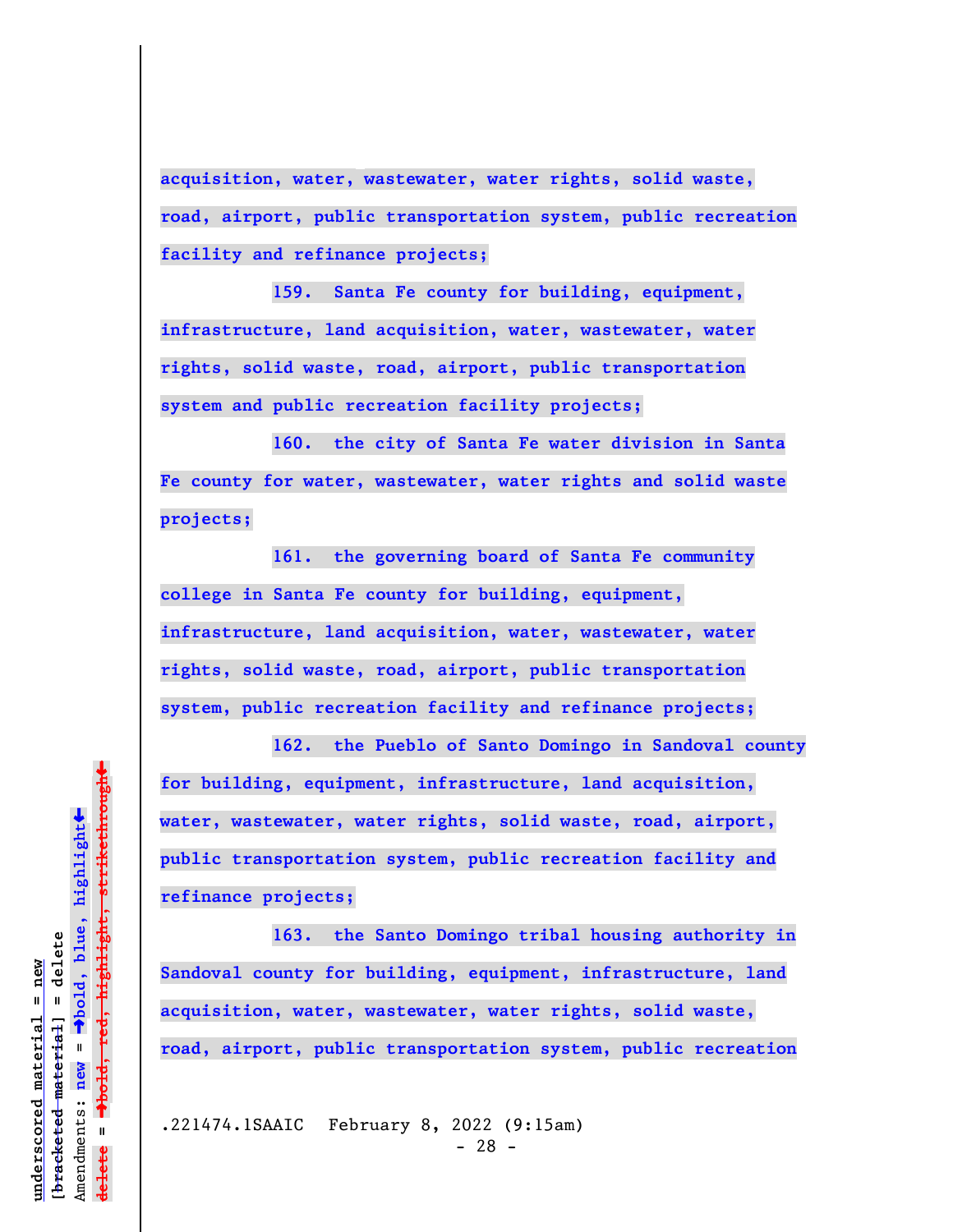**acquisition, water, wastewater, water rights, solid waste, road, airport, public transportation system, public recreation facility and refinance projects;**

**159. Santa Fe county for building, equipment, infrastructure, land acquisition, water, wastewater, water rights, solid waste, road, airport, public transportation system and public recreation facility projects;**

**160. the city of Santa Fe water division in Santa Fe county for water, wastewater, water rights and solid waste projects;**

**161. the governing board of Santa Fe community college in Santa Fe county for building, equipment, infrastructure, land acquisition, water, wastewater, water rights, solid waste, road, airport, public transportation system, public recreation facility and refinance projects;**

**162. the Pueblo of Santo Domingo in Sandoval county for building, equipment, infrastructure, land acquisition, water, wastewater, water rights, solid waste, road, airport, public transportation system, public recreation facility and refinance projects;**

**163. the Santo Domingo tribal housing authority in Sandoval county for building, equipment, infrastructure, land acquisition, water, wastewater, water rights, solid waste, road, airport, public transportation system, public recreation**

.221474.1SAAIC February 8, 2022 (9:15am)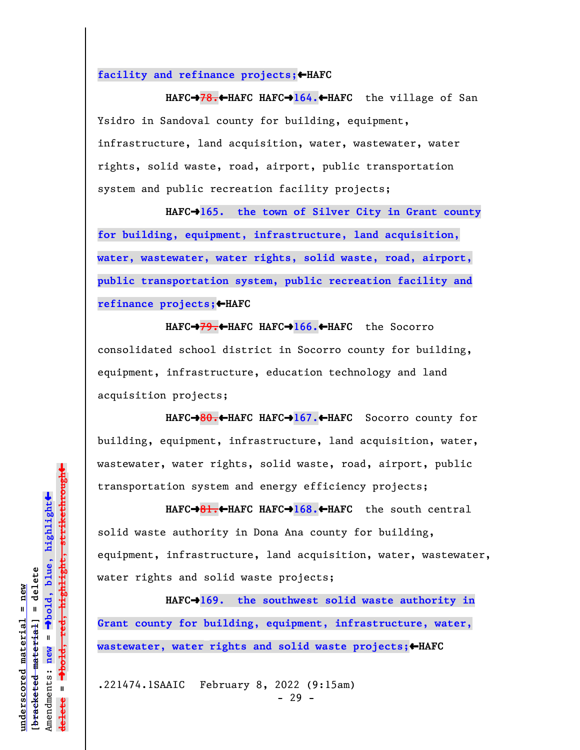**facility and refinance projects;**←HAFC

HAFC→~~78.~~←HAFC HAFC→**164.**←HAFC the village of San Ysidro in Sandoval county for building, equipment, infrastructure, land acquisition, water, wastewater, water rights, solid waste, road, airport, public transportation system and public recreation facility projects;

HAFC→**165. the town of Silver City in Grant county for building, equipment, infrastructure, land acquisition, water, wastewater, water rights, solid waste, road, airport, public transportation system, public recreation facility and refinance projects;**←HAFC

HAFC→~~79.~~←HAFC HAFC→**166.**←HAFC the Socorro consolidated school district in Socorro county for building, equipment, infrastructure, education technology and land acquisition projects;

HAFC→~~80.~~←HAFC HAFC→**167.**←HAFC Socorro county for building, equipment, infrastructure, land acquisition, water, wastewater, water rights, solid waste, road, airport, public transportation system and energy efficiency projects;

HAFC→~~81.~~←HAFC HAFC→**168.**←HAFC the south central solid waste authority in Dona Ana county for building, equipment, infrastructure, land acquisition, water, wastewater, water rights and solid waste projects;

HAFC→**169. the southwest solid waste authority in Grant county for building, equipment, infrastructure, water, wastewater, water rights and solid waste projects;**←HAFC

.221474.1SAAIC February 8, 2022 (9:15am)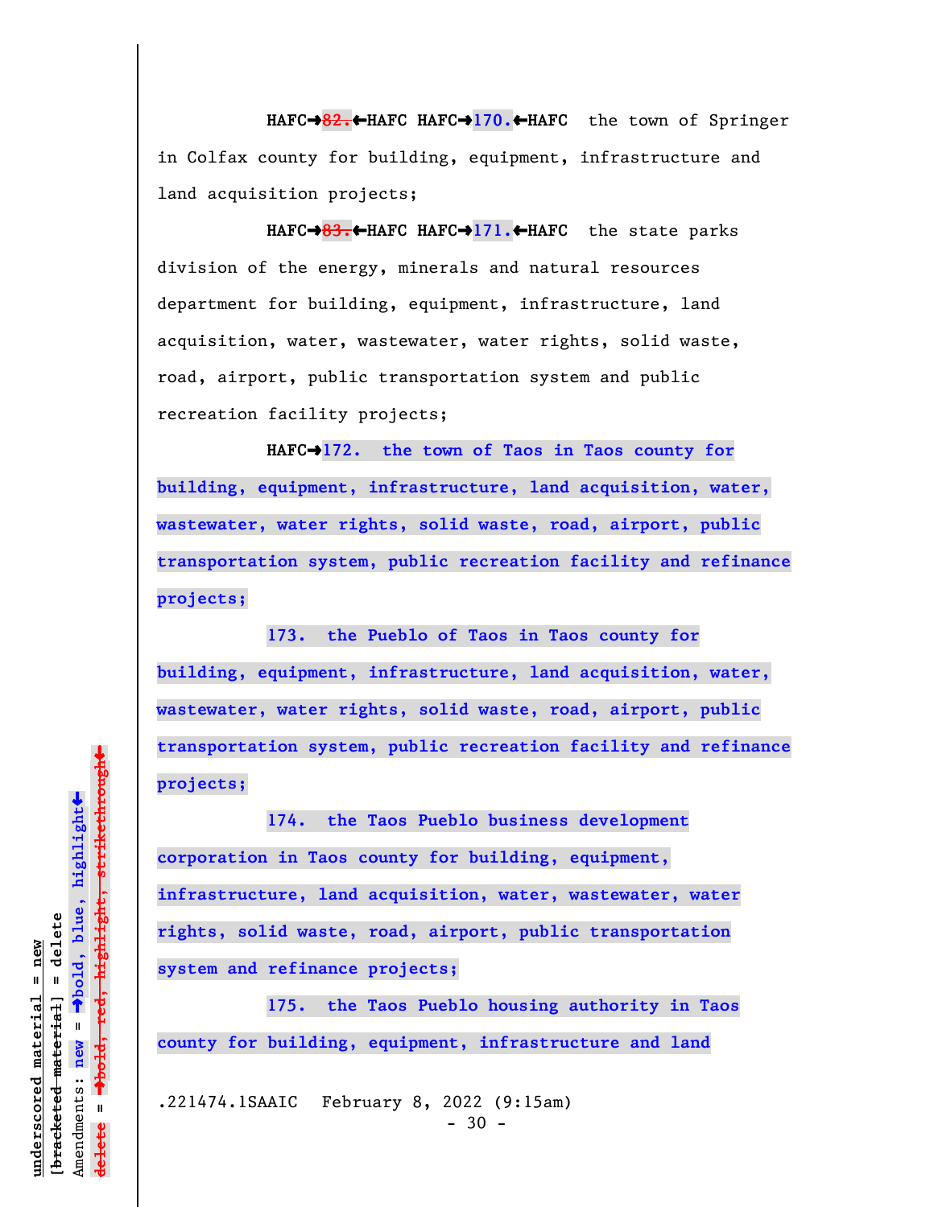HAFC→~~82.~~←HAFC HAFC→**170.**←HAFC the town of Springer in Colfax county for building, equipment, infrastructure and land acquisition projects;

HAFC→~~83.~~←HAFC HAFC→**171.**←HAFC the state parks division of the energy, minerals and natural resources department for building, equipment, infrastructure, land acquisition, water, wastewater, water rights, solid waste, road, airport, public transportation system and public recreation facility projects;

HAFC→**172. the town of Taos in Taos county for building, equipment, infrastructure, land acquisition, water, wastewater, water rights, solid waste, road, airport, public transportation system, public recreation facility and refinance projects;**

**173. the Pueblo of Taos in Taos county for building, equipment, infrastructure, land acquisition, water, wastewater, water rights, solid waste, road, airport, public transportation system, public recreation facility and refinance projects;**

**174. the Taos Pueblo business development corporation in Taos county for building, equipment, infrastructure, land acquisition, water, wastewater, water rights, solid waste, road, airport, public transportation system and refinance projects;**

**175. the Taos Pueblo housing authority in Taos county for building, equipment, infrastructure and land**

.221474.1SAAIC February 8, 2022 (9:15am)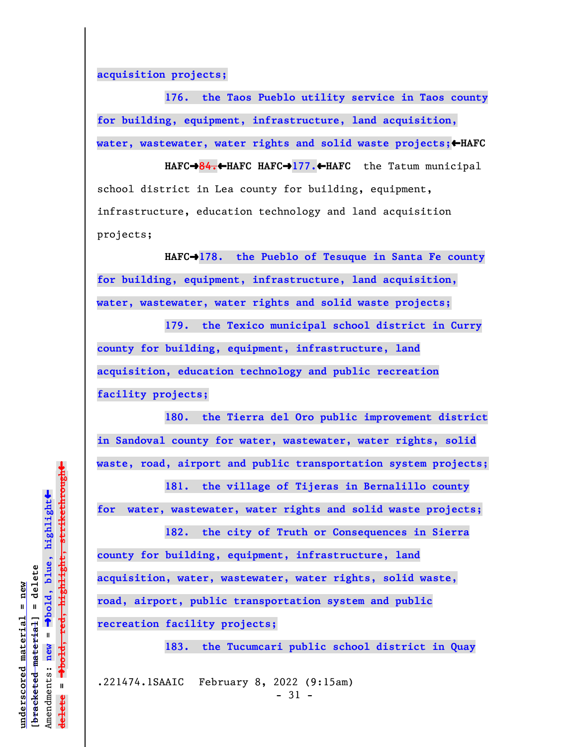acquisition projects;

176. the Taos Pueblo utility service in Taos county for building, equipment, infrastructure, land acquisition, water, wastewater, water rights and solid waste projects;←HAFC

HAFC→~~84.~~←HAFC HAFC→177.←HAFC the Tatum municipal school district in Lea county for building, equipment, infrastructure, education technology and land acquisition projects;

HAFC→178. the Pueblo of Tesuque in Santa Fe county for building, equipment, infrastructure, land acquisition, water, wastewater, water rights and solid waste projects;

179. the Texico municipal school district in Curry county for building, equipment, infrastructure, land acquisition, education technology and public recreation facility projects;

180. the Tierra del Oro public improvement district in Sandoval county for water, wastewater, water rights, solid waste, road, airport and public transportation system projects;

181. the village of Tijeras in Bernalillo county for water, wastewater, water rights and solid waste projects;

182. the city of Truth or Consequences in Sierra county for building, equipment, infrastructure, land acquisition, water, wastewater, water rights, solid waste, road, airport, public transportation system and public recreation facility projects;

183. the Tucumcari public school district in Quay

.221474.1SAAIC February 8, 2022 (9:15am)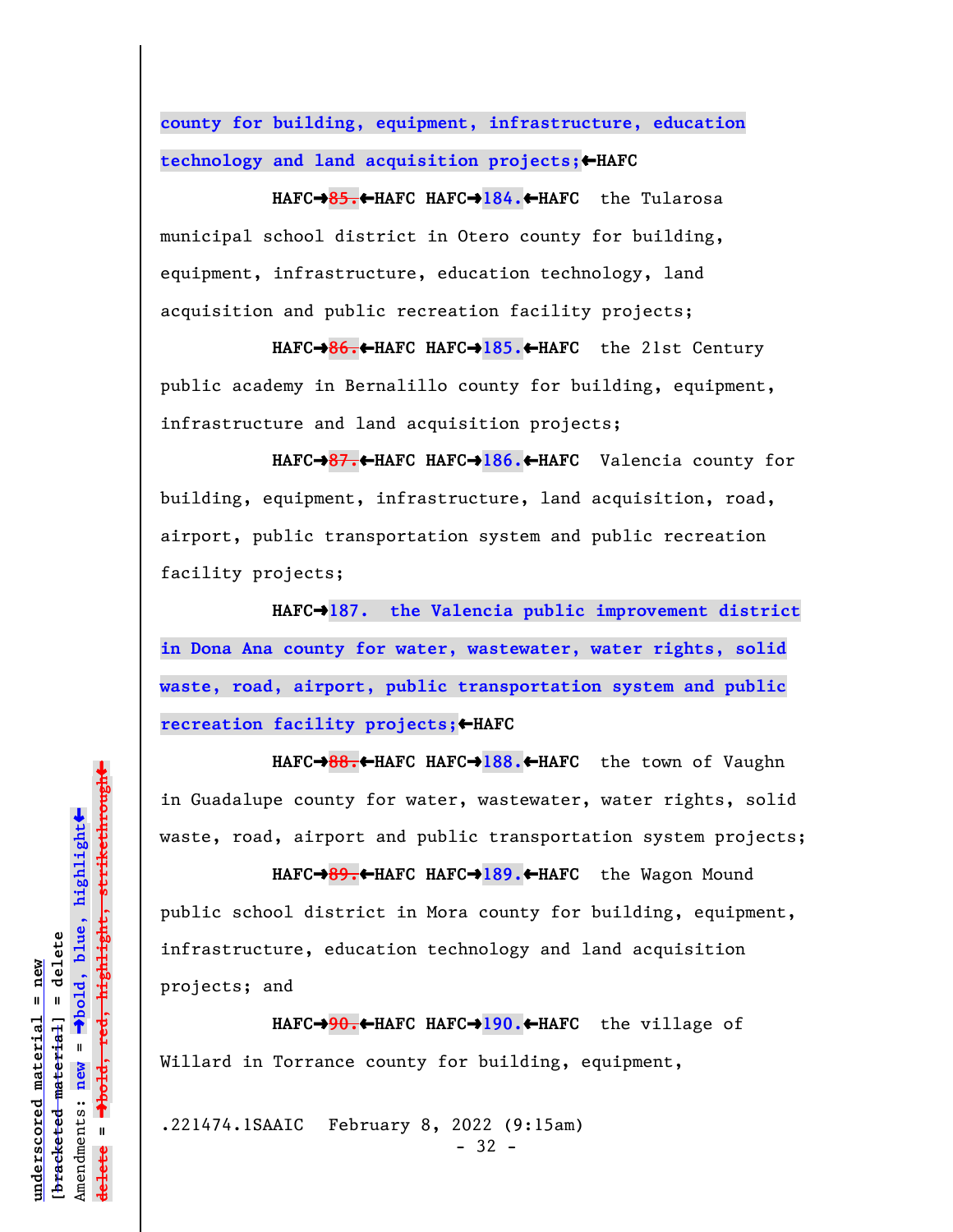county for building, equipment, infrastructure, education technology and land acquisition projects;←HAFC

HAFC→~~85.~~←HAFC HAFC→184.←HAFC the Tularosa municipal school district in Otero county for building, equipment, infrastructure, education technology, land acquisition and public recreation facility projects;

HAFC→~~86.~~←HAFC HAFC→185.←HAFC the 21st Century public academy in Bernalillo county for building, equipment, infrastructure and land acquisition projects;

HAFC→~~87.~~←HAFC HAFC→186.←HAFC Valencia county for building, equipment, infrastructure, land acquisition, road, airport, public transportation system and public recreation facility projects;

HAFC→187. the Valencia public improvement district in Dona Ana county for water, wastewater, water rights, solid waste, road, airport, public transportation system and public recreation facility projects;←HAFC

HAFC→~~88.~~←HAFC HAFC→188.←HAFC the town of Vaughn in Guadalupe county for water, wastewater, water rights, solid waste, road, airport and public transportation system projects;

HAFC→~~89.~~←HAFC HAFC→189.←HAFC the Wagon Mound public school district in Mora county for building, equipment, infrastructure, education technology and land acquisition projects; and

HAFC→~~90.~~←HAFC HAFC→190.←HAFC the village of Willard in Torrance county for building, equipment,

.221474.1SAAIC February 8, 2022 (9:15am)

underscored material = new
[bracketed material] = delete
Amendments: new = →bold, blue, highlight←
delete = →~~bold, red, highlight, strikethrough~~←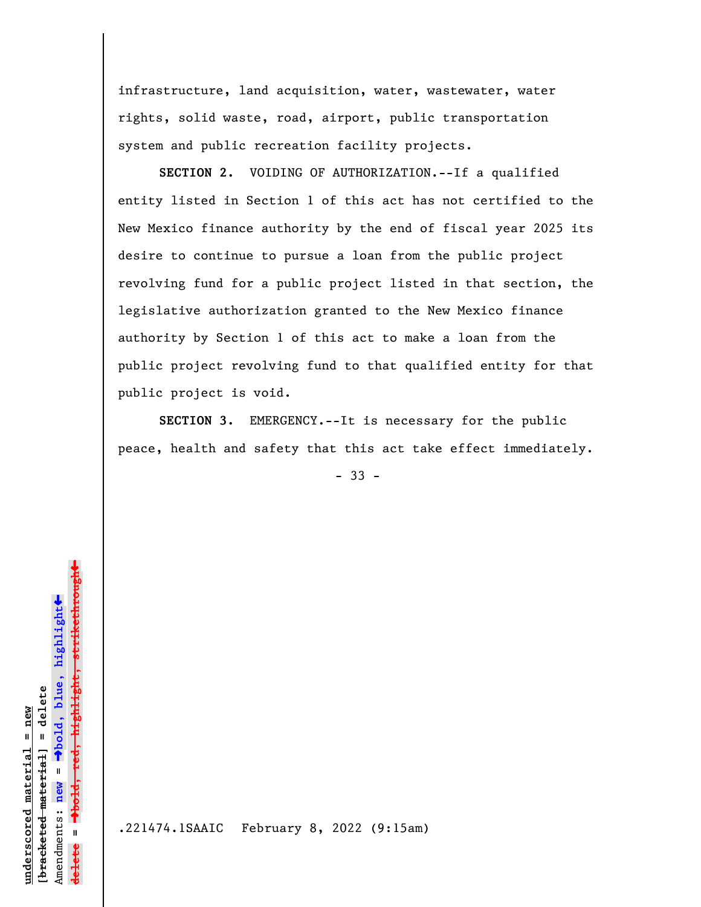infrastructure, land acquisition, water, wastewater, water rights, solid waste, road, airport, public transportation system and public recreation facility projects.

**SECTION 2.** VOIDING OF AUTHORIZATION.--If a qualified entity listed in Section 1 of this act has not certified to the New Mexico finance authority by the end of fiscal year 2025 its desire to continue to pursue a loan from the public project revolving fund for a public project listed in that section, the legislative authorization granted to the New Mexico finance authority by Section 1 of this act to make a loan from the public project revolving fund to that qualified entity for that public project is void.

**SECTION 3.** EMERGENCY.--It is necessary for the public peace, health and safety that this act take effect immediately.

.221474.1SAAIC February 8, 2022 (9:15am)